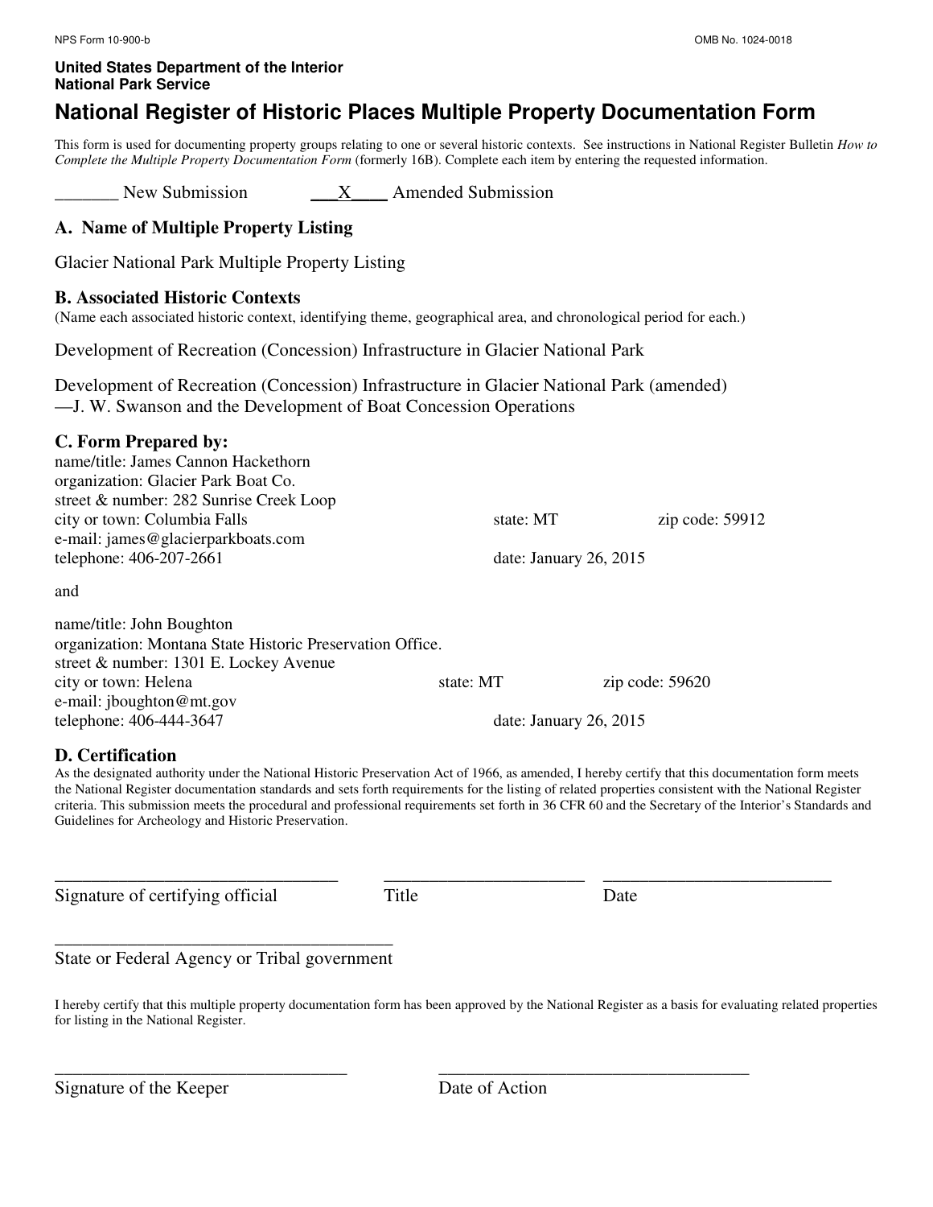NPS Form 10-900-b OMB No. 1024-0018

**United States Department of the Interior**
**National Park Service**

# National Register of Historic Places Multiple Property Documentation Form

This form is used for documenting property groups relating to one or several historic contexts. See instructions in National Register Bulletin *How to Complete the Multiple Property Documentation Form* (formerly 16B). Complete each item by entering the requested information.

_______ New Submission ___X____ Amended Submission

## A. Name of Multiple Property Listing

Glacier National Park Multiple Property Listing

## B. Associated Historic Contexts

(Name each associated historic context, identifying theme, geographical area, and chronological period for each.)

Development of Recreation (Concession) Infrastructure in Glacier National Park

Development of Recreation (Concession) Infrastructure in Glacier National Park (amended) —J. W. Swanson and the Development of Boat Concession Operations

## C. Form Prepared by:

name/title: James Cannon Hackethorn
organization: Glacier Park Boat Co.
street & number: 282 Sunrise Creek Loop
city or town: Columbia Falls state: MT zip code: 59912
e-mail: james@glacierparkboats.com
telephone: 406-207-2661 date: January 26, 2015

and

name/title: John Boughton
organization: Montana State Historic Preservation Office.
street & number: 1301 E. Lockey Avenue
city or town: Helena state: MT zip code: 59620
e-mail: jboughton@mt.gov
telephone: 406-444-3647 date: January 26, 2015

## D. Certification

As the designated authority under the National Historic Preservation Act of 1966, as amended, I hereby certify that this documentation form meets the National Register documentation standards and sets forth requirements for the listing of related properties consistent with the National Register criteria. This submission meets the procedural and professional requirements set forth in 36 CFR 60 and the Secretary of the Interior's Standards and Guidelines for Archeology and Historic Preservation.

_______________________________ _______________________ _________________________
Signature of certifying official Title Date

____________________________________
State or Federal Agency or Tribal government

I hereby certify that this multiple property documentation form has been approved by the National Register as a basis for evaluating related properties for listing in the National Register.

_________________________________ ___________________________________
Signature of the Keeper Date of Action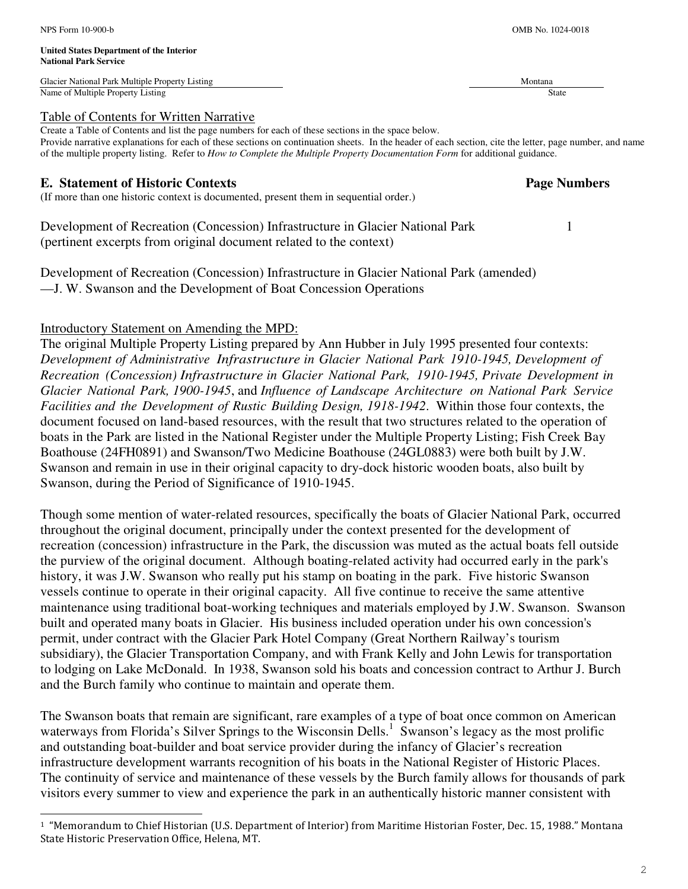NPS Form 10-900-b OMB No. 1024-0018

**United States Department of the Interior**
**National Park Service**

| Glacier National Park Multiple Property Listing | Montana |
|---|---|
| Name of Multiple Property Listing | State |

## Table of Contents for Written Narrative

Create a Table of Contents and list the page numbers for each of these sections in the space below.
Provide narrative explanations for each of these sections on continuation sheets. In the header of each section, cite the letter, page number, and name of the multiple property listing. Refer to *How to Complete the Multiple Property Documentation Form* for additional guidance.

### E. Statement of Historic Contexts — Page Numbers

(If more than one historic context is documented, present them in sequential order.)

Development of Recreation (Concession) Infrastructure in Glacier National Park (pertinent excerpts from original document related to the context) — 1

Development of Recreation (Concession) Infrastructure in Glacier National Park (amended) —J. W. Swanson and the Development of Boat Concession Operations

Introductory Statement on Amending the MPD:

The original Multiple Property Listing prepared by Ann Hubber in July 1995 presented four contexts: *Development of Administrative Infrastructure in Glacier National Park 1910-1945, Development of Recreation (Concession) Infrastructure in Glacier National Park, 1910-1945, Private Development in Glacier National Park, 1900-1945*, and *Influence of Landscape Architecture on National Park Service Facilities and the Development of Rustic Building Design, 1918-1942*. Within those four contexts, the document focused on land-based resources, with the result that two structures related to the operation of boats in the Park are listed in the National Register under the Multiple Property Listing; Fish Creek Bay Boathouse (24FH0891) and Swanson/Two Medicine Boathouse (24GL0883) were both built by J.W. Swanson and remain in use in their original capacity to dry-dock historic wooden boats, also built by Swanson, during the Period of Significance of 1910-1945.

Though some mention of water-related resources, specifically the boats of Glacier National Park, occurred throughout the original document, principally under the context presented for the development of recreation (concession) infrastructure in the Park, the discussion was muted as the actual boats fell outside the purview of the original document. Although boating-related activity had occurred early in the park's history, it was J.W. Swanson who really put his stamp on boating in the park. Five historic Swanson vessels continue to operate in their original capacity. All five continue to receive the same attentive maintenance using traditional boat-working techniques and materials employed by J.W. Swanson. Swanson built and operated many boats in Glacier. His business included operation under his own concession's permit, under contract with the Glacier Park Hotel Company (Great Northern Railway's tourism subsidiary), the Glacier Transportation Company, and with Frank Kelly and John Lewis for transportation to lodging on Lake McDonald. In 1938, Swanson sold his boats and concession contract to Arthur J. Burch and the Burch family who continue to maintain and operate them.

The Swanson boats that remain are significant, rare examples of a type of boat once common on American waterways from Florida's Silver Springs to the Wisconsin Dells.[1] Swanson's legacy as the most prolific and outstanding boat-builder and boat service provider during the infancy of Glacier's recreation infrastructure development warrants recognition of his boats in the National Register of Historic Places. The continuity of service and maintenance of these vessels by the Burch family allows for thousands of park visitors every summer to view and experience the park in an authentically historic manner consistent with

[1] "Memorandum to Chief Historian (U.S. Department of Interior) from Maritime Historian Foster, Dec. 15, 1988." Montana State Historic Preservation Office, Helena, MT.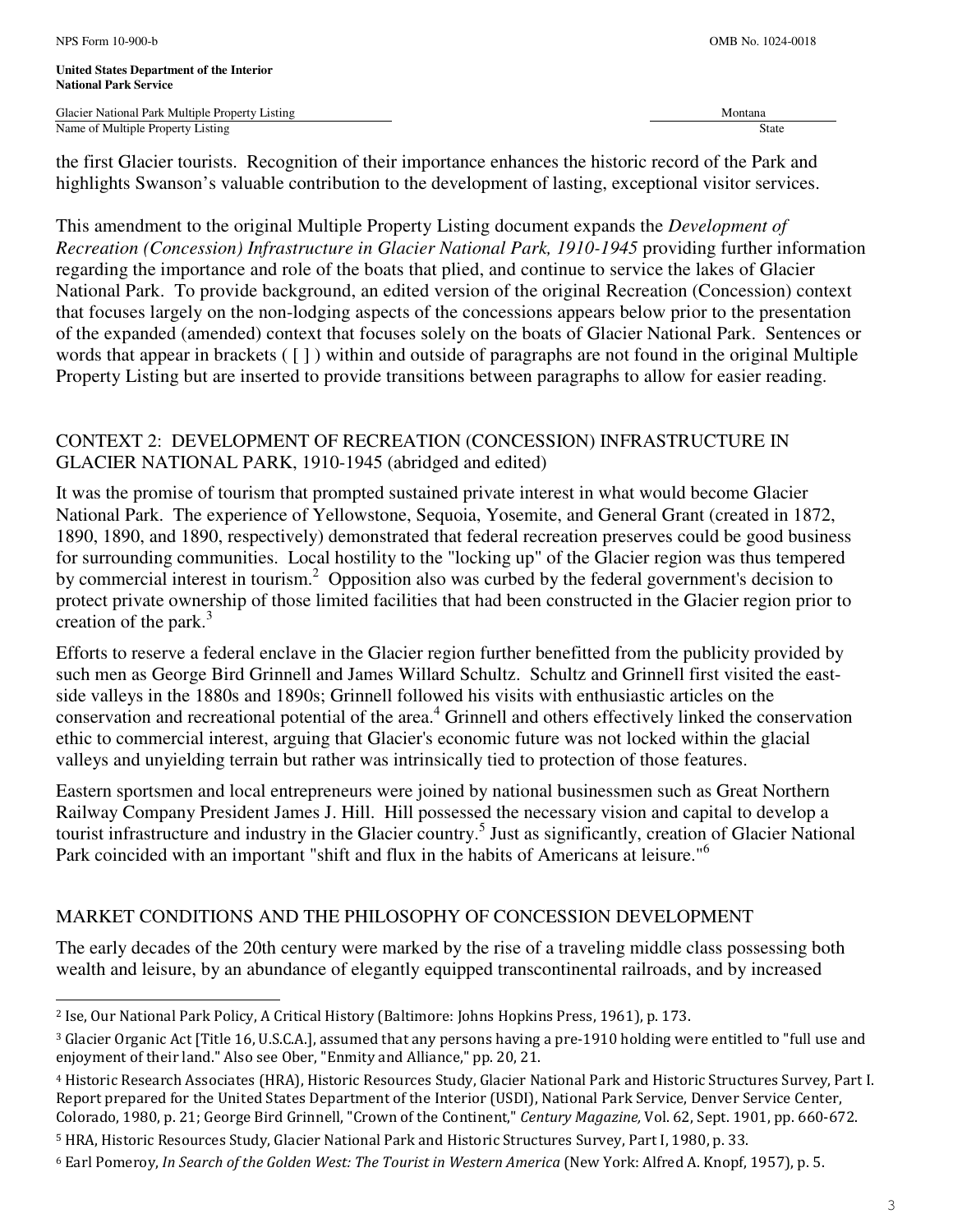the first Glacier tourists. Recognition of their importance enhances the historic record of the Park and highlights Swanson's valuable contribution to the development of lasting, exceptional visitor services.

This amendment to the original Multiple Property Listing document expands the *Development of Recreation (Concession) Infrastructure in Glacier National Park, 1910-1945* providing further information regarding the importance and role of the boats that plied, and continue to service the lakes of Glacier National Park. To provide background, an edited version of the original Recreation (Concession) context that focuses largely on the non-lodging aspects of the concessions appears below prior to the presentation of the expanded (amended) context that focuses solely on the boats of Glacier National Park. Sentences or words that appear in brackets ( [ ] ) within and outside of paragraphs are not found in the original Multiple Property Listing but are inserted to provide transitions between paragraphs to allow for easier reading.

## CONTEXT 2: DEVELOPMENT OF RECREATION (CONCESSION) INFRASTRUCTURE IN GLACIER NATIONAL PARK, 1910-1945 (abridged and edited)

It was the promise of tourism that prompted sustained private interest in what would become Glacier National Park. The experience of Yellowstone, Sequoia, Yosemite, and General Grant (created in 1872, 1890, 1890, and 1890, respectively) demonstrated that federal recreation preserves could be good business for surrounding communities. Local hostility to the "locking up" of the Glacier region was thus tempered by commercial interest in tourism.[2] Opposition also was curbed by the federal government's decision to protect private ownership of those limited facilities that had been constructed in the Glacier region prior to creation of the park.[3]

Efforts to reserve a federal enclave in the Glacier region further benefitted from the publicity provided by such men as George Bird Grinnell and James Willard Schultz. Schultz and Grinnell first visited the east-side valleys in the 1880s and 1890s; Grinnell followed his visits with enthusiastic articles on the conservation and recreational potential of the area.[4] Grinnell and others effectively linked the conservation ethic to commercial interest, arguing that Glacier's economic future was not locked within the glacial valleys and unyielding terrain but rather was intrinsically tied to protection of those features.

Eastern sportsmen and local entrepreneurs were joined by national businessmen such as Great Northern Railway Company President James J. Hill. Hill possessed the necessary vision and capital to develop a tourist infrastructure and industry in the Glacier country.[5] Just as significantly, creation of Glacier National Park coincided with an important "shift and flux in the habits of Americans at leisure."[6]

## MARKET CONDITIONS AND THE PHILOSOPHY OF CONCESSION DEVELOPMENT

The early decades of the 20th century were marked by the rise of a traveling middle class possessing both wealth and leisure, by an abundance of elegantly equipped transcontinental railroads, and by increased

---

[2] Ise, Our National Park Policy, A Critical History (Baltimore: Johns Hopkins Press, 1961), p. 173.

[3] Glacier Organic Act [Title 16, U.S.C.A.], assumed that any persons having a pre-1910 holding were entitled to "full use and enjoyment of their land." Also see Ober, "Enmity and Alliance," pp. 20, 21.

[4] Historic Research Associates (HRA), Historic Resources Study, Glacier National Park and Historic Structures Survey, Part I. Report prepared for the United States Department of the Interior (USDI), National Park Service, Denver Service Center, Colorado, 1980, p. 21; George Bird Grinnell, "Crown of the Continent," *Century Magazine,* Vol. 62, Sept. 1901, pp. 660-672.

[5] HRA, Historic Resources Study, Glacier National Park and Historic Structures Survey, Part I, 1980, p. 33.

[6] Earl Pomeroy, *In Search of the Golden West: The Tourist in Western America* (New York: Alfred A. Knopf, 1957), p. 5.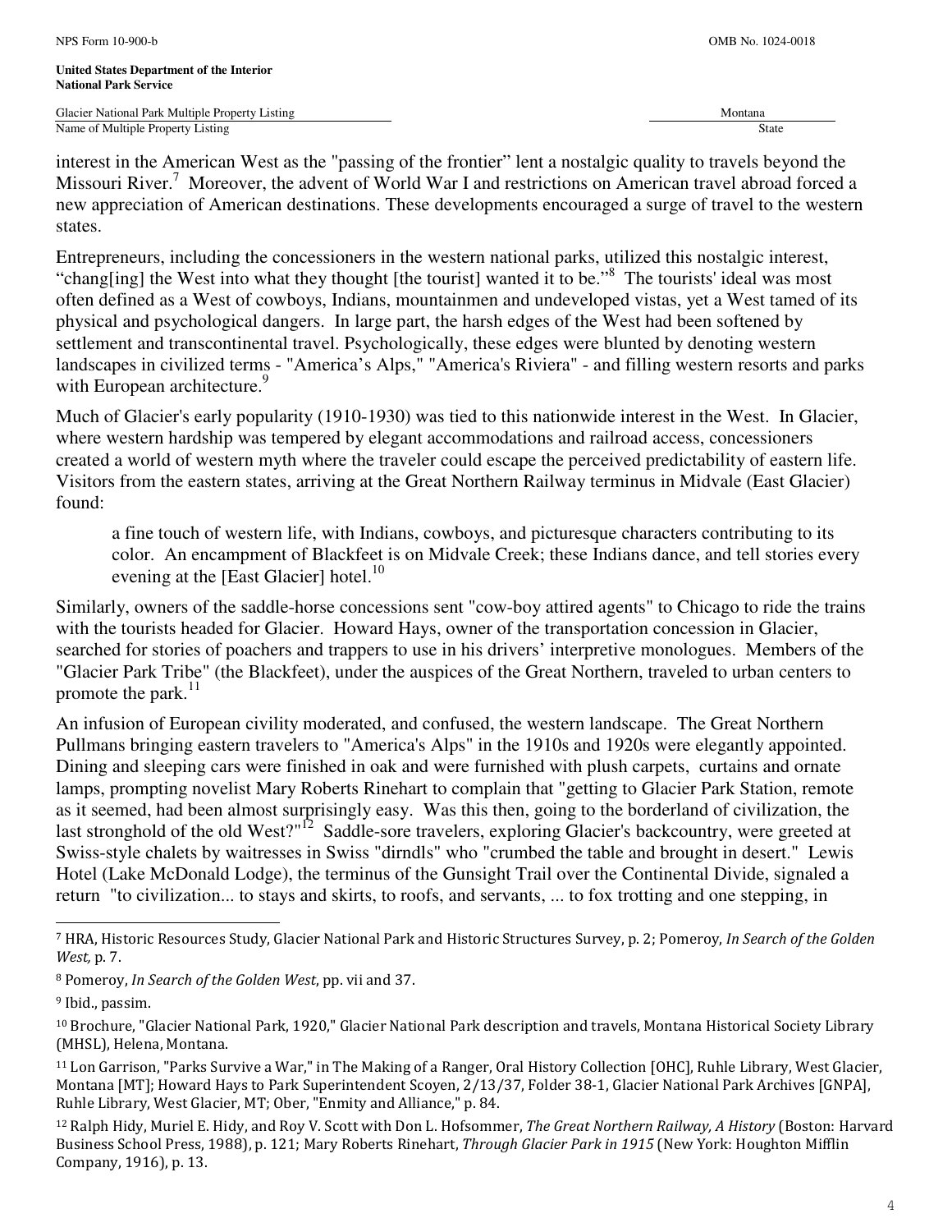interest in the American West as the "passing of the frontier" lent a nostalgic quality to travels beyond the Missouri River.[7] Moreover, the advent of World War I and restrictions on American travel abroad forced a new appreciation of American destinations. These developments encouraged a surge of travel to the western states.

Entrepreneurs, including the concessioners in the western national parks, utilized this nostalgic interest, "chang[ing] the West into what they thought [the tourist] wanted it to be."[8] The tourists' ideal was most often defined as a West of cowboys, Indians, mountainmen and undeveloped vistas, yet a West tamed of its physical and psychological dangers. In large part, the harsh edges of the West had been softened by settlement and transcontinental travel. Psychologically, these edges were blunted by denoting western landscapes in civilized terms - "America's Alps," "America's Riviera" - and filling western resorts and parks with European architecture.[9]

Much of Glacier's early popularity (1910-1930) was tied to this nationwide interest in the West. In Glacier, where western hardship was tempered by elegant accommodations and railroad access, concessioners created a world of western myth where the traveler could escape the perceived predictability of eastern life. Visitors from the eastern states, arriving at the Great Northern Railway terminus in Midvale (East Glacier) found:

> a fine touch of western life, with Indians, cowboys, and picturesque characters contributing to its color. An encampment of Blackfeet is on Midvale Creek; these Indians dance, and tell stories every evening at the [East Glacier] hotel.[10]

Similarly, owners of the saddle-horse concessions sent "cow-boy attired agents" to Chicago to ride the trains with the tourists headed for Glacier. Howard Hays, owner of the transportation concession in Glacier, searched for stories of poachers and trappers to use in his drivers' interpretive monologues. Members of the "Glacier Park Tribe" (the Blackfeet), under the auspices of the Great Northern, traveled to urban centers to promote the park.[11]

An infusion of European civility moderated, and confused, the western landscape. The Great Northern Pullmans bringing eastern travelers to "America's Alps" in the 1910s and 1920s were elegantly appointed. Dining and sleeping cars were finished in oak and were furnished with plush carpets, curtains and ornate lamps, prompting novelist Mary Roberts Rinehart to complain that "getting to Glacier Park Station, remote as it seemed, had been almost surprisingly easy. Was this then, going to the borderland of civilization, the last stronghold of the old West?"[12] Saddle-sore travelers, exploring Glacier's backcountry, were greeted at Swiss-style chalets by waitresses in Swiss "dirndls" who "crumbed the table and brought in desert." Lewis Hotel (Lake McDonald Lodge), the terminus of the Gunsight Trail over the Continental Divide, signaled a return "to civilization... to stays and skirts, to roofs, and servants, ... to fox trotting and one stepping, in

---

[7] HRA, Historic Resources Study, Glacier National Park and Historic Structures Survey, p. 2; Pomeroy, *In Search of the Golden West,* p. 7.

[8] Pomeroy, *In Search of the Golden West*, pp. vii and 37.

[9] Ibid., passim.

[10] Brochure, "Glacier National Park, 1920," Glacier National Park description and travels, Montana Historical Society Library (MHSL), Helena, Montana.

[11] Lon Garrison, "Parks Survive a War," in The Making of a Ranger, Oral History Collection [OHC], Ruhle Library, West Glacier, Montana [MT]; Howard Hays to Park Superintendent Scoyen, 2/13/37, Folder 38-1, Glacier National Park Archives [GNPA], Ruhle Library, West Glacier, MT; Ober, "Enmity and Alliance," p. 84.

[12] Ralph Hidy, Muriel E. Hidy, and Roy V. Scott with Don L. Hofsommer, *The Great Northern Railway, A History* (Boston: Harvard Business School Press, 1988), p. 121; Mary Roberts Rinehart, *Through Glacier Park in 1915* (New York: Houghton Mifflin Company, 1916), p. 13.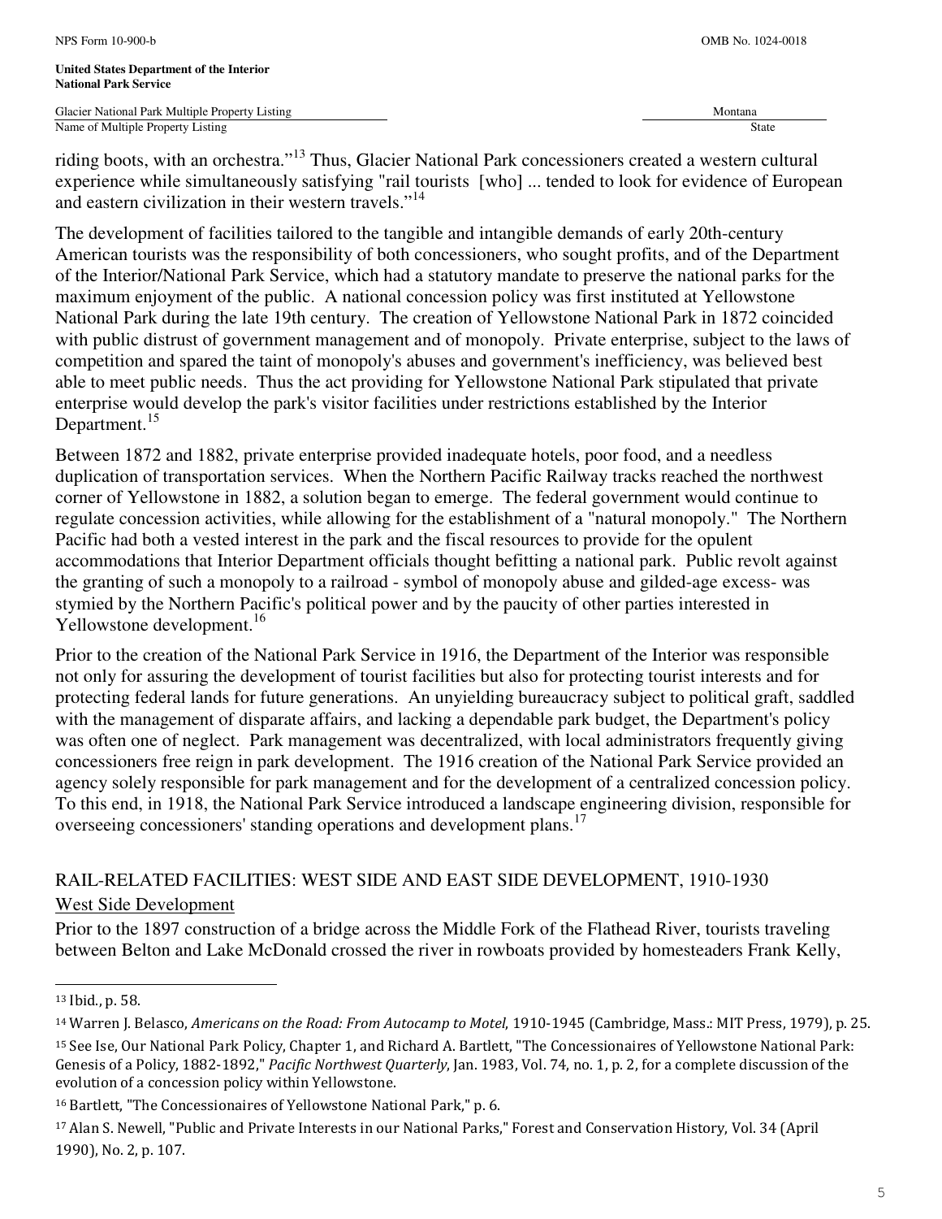riding boots, with an orchestra."[13] Thus, Glacier National Park concessioners created a western cultural experience while simultaneously satisfying "rail tourists [who] ... tended to look for evidence of European and eastern civilization in their western travels."[14]

The development of facilities tailored to the tangible and intangible demands of early 20th-century American tourists was the responsibility of both concessioners, who sought profits, and of the Department of the Interior/National Park Service, which had a statutory mandate to preserve the national parks for the maximum enjoyment of the public. A national concession policy was first instituted at Yellowstone National Park during the late 19th century. The creation of Yellowstone National Park in 1872 coincided with public distrust of government management and of monopoly. Private enterprise, subject to the laws of competition and spared the taint of monopoly's abuses and government's inefficiency, was believed best able to meet public needs. Thus the act providing for Yellowstone National Park stipulated that private enterprise would develop the park's visitor facilities under restrictions established by the Interior Department.[15]

Between 1872 and 1882, private enterprise provided inadequate hotels, poor food, and a needless duplication of transportation services. When the Northern Pacific Railway tracks reached the northwest corner of Yellowstone in 1882, a solution began to emerge. The federal government would continue to regulate concession activities, while allowing for the establishment of a "natural monopoly." The Northern Pacific had both a vested interest in the park and the fiscal resources to provide for the opulent accommodations that Interior Department officials thought befitting a national park. Public revolt against the granting of such a monopoly to a railroad - symbol of monopoly abuse and gilded-age excess- was stymied by the Northern Pacific's political power and by the paucity of other parties interested in Yellowstone development.[16]

Prior to the creation of the National Park Service in 1916, the Department of the Interior was responsible not only for assuring the development of tourist facilities but also for protecting tourist interests and for protecting federal lands for future generations. An unyielding bureaucracy subject to political graft, saddled with the management of disparate affairs, and lacking a dependable park budget, the Department's policy was often one of neglect. Park management was decentralized, with local administrators frequently giving concessioners free reign in park development. The 1916 creation of the National Park Service provided an agency solely responsible for park management and for the development of a centralized concession policy. To this end, in 1918, the National Park Service introduced a landscape engineering division, responsible for overseeing concessioners' standing operations and development plans.[17]

## RAIL-RELATED FACILITIES: WEST SIDE AND EAST SIDE DEVELOPMENT, 1910-1930

### West Side Development

Prior to the 1897 construction of a bridge across the Middle Fork of the Flathead River, tourists traveling between Belton and Lake McDonald crossed the river in rowboats provided by homesteaders Frank Kelly,

---

[13] Ibid., p. 58.

[14] Warren J. Belasco, *Americans on the Road: From Autocamp to Motel*, 1910-1945 (Cambridge, Mass.: MIT Press, 1979), p. 25.

[15] See Ise, Our National Park Policy, Chapter 1, and Richard A. Bartlett, "The Concessionaires of Yellowstone National Park: Genesis of a Policy, 1882-1892," *Pacific Northwest Quarterly*, Jan. 1983, Vol. 74, no. 1, p. 2, for a complete discussion of the evolution of a concession policy within Yellowstone.

[16] Bartlett, "The Concessionaires of Yellowstone National Park," p. 6.

[17] Alan S. Newell, "Public and Private Interests in our National Parks," Forest and Conservation History, Vol. 34 (April 1990), No. 2, p. 107.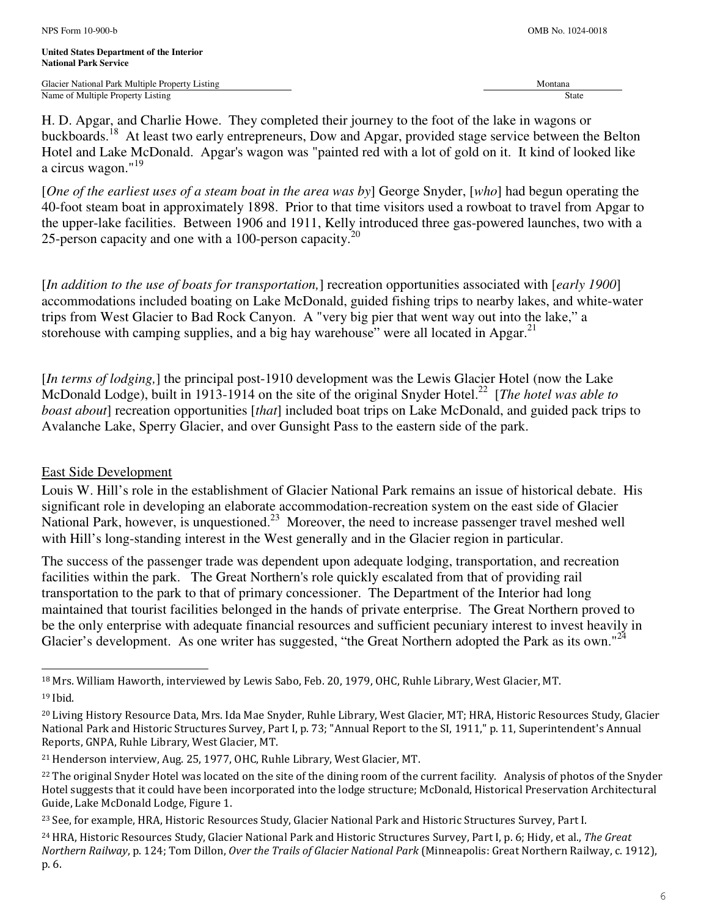H. D. Apgar, and Charlie Howe. They completed their journey to the foot of the lake in wagons or buckboards.[18] At least two early entrepreneurs, Dow and Apgar, provided stage service between the Belton Hotel and Lake McDonald. Apgar's wagon was "painted red with a lot of gold on it. It kind of looked like a circus wagon."[19]

[*One of the earliest uses of a steam boat in the area was by*] George Snyder, [*who*] had begun operating the 40-foot steam boat in approximately 1898. Prior to that time visitors used a rowboat to travel from Apgar to the upper-lake facilities. Between 1906 and 1911, Kelly introduced three gas-powered launches, two with a 25-person capacity and one with a 100-person capacity.[20]

[*In addition to the use of boats for transportation,*] recreation opportunities associated with [*early 1900*] accommodations included boating on Lake McDonald, guided fishing trips to nearby lakes, and white-water trips from West Glacier to Bad Rock Canyon. A "very big pier that went way out into the lake," a storehouse with camping supplies, and a big hay warehouse" were all located in Apgar.[21]

[*In terms of lodging,*] the principal post-1910 development was the Lewis Glacier Hotel (now the Lake McDonald Lodge), built in 1913-1914 on the site of the original Snyder Hotel.[22] [*The hotel was able to boast about*] recreation opportunities [*that*] included boat trips on Lake McDonald, and guided pack trips to Avalanche Lake, Sperry Glacier, and over Gunsight Pass to the eastern side of the park.

## East Side Development

Louis W. Hill's role in the establishment of Glacier National Park remains an issue of historical debate. His significant role in developing an elaborate accommodation-recreation system on the east side of Glacier National Park, however, is unquestioned.[23] Moreover, the need to increase passenger travel meshed well with Hill's long-standing interest in the West generally and in the Glacier region in particular.

The success of the passenger trade was dependent upon adequate lodging, transportation, and recreation facilities within the park. The Great Northern's role quickly escalated from that of providing rail transportation to the park to that of primary concessioner. The Department of the Interior had long maintained that tourist facilities belonged in the hands of private enterprise. The Great Northern proved to be the only enterprise with adequate financial resources and sufficient pecuniary interest to invest heavily in Glacier's development. As one writer has suggested, "the Great Northern adopted the Park as its own."[24]

---

[18] Mrs. William Haworth, interviewed by Lewis Sabo, Feb. 20, 1979, OHC, Ruhle Library, West Glacier, MT.

[19] Ibid.

[20] Living History Resource Data, Mrs. Ida Mae Snyder, Ruhle Library, West Glacier, MT; HRA, Historic Resources Study, Glacier National Park and Historic Structures Survey, Part I, p. 73; "Annual Report to the SI, 1911," p. 11, Superintendent's Annual Reports, GNPA, Ruhle Library, West Glacier, MT.

[21] Henderson interview, Aug. 25, 1977, OHC, Ruhle Library, West Glacier, MT.

[22] The original Snyder Hotel was located on the site of the dining room of the current facility. Analysis of photos of the Snyder Hotel suggests that it could have been incorporated into the lodge structure; McDonald, Historical Preservation Architectural Guide, Lake McDonald Lodge, Figure 1.

[23] See, for example, HRA, Historic Resources Study, Glacier National Park and Historic Structures Survey, Part I.

[24] HRA, Historic Resources Study, Glacier National Park and Historic Structures Survey, Part I, p. 6; Hidy, et al., *The Great Northern Railway*, p. 124; Tom Dillon, *Over the Trails of Glacier National Park* (Minneapolis: Great Northern Railway, c. 1912), p. 6.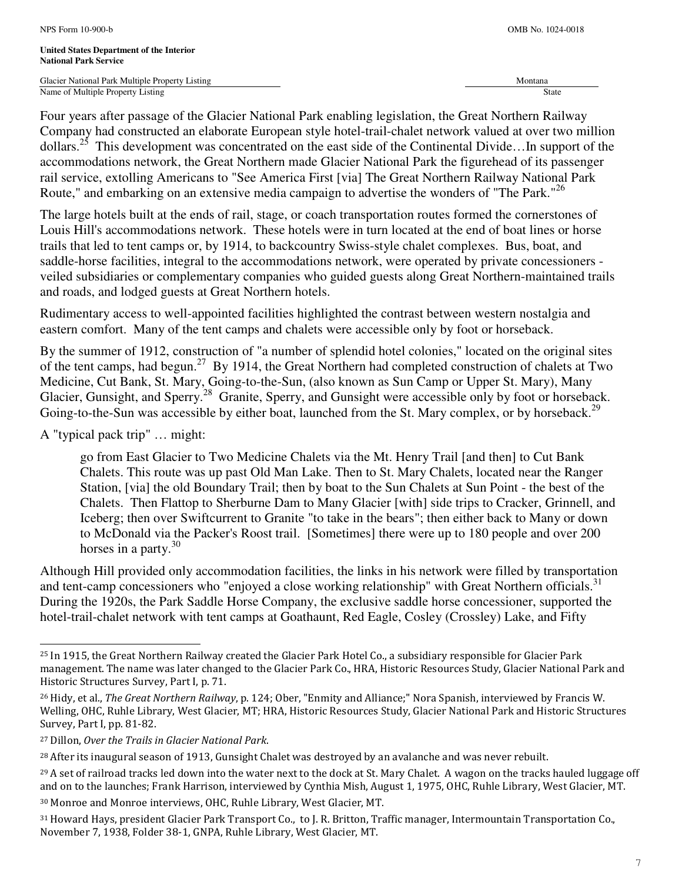Four years after passage of the Glacier National Park enabling legislation, the Great Northern Railway Company had constructed an elaborate European style hotel-trail-chalet network valued at over two million dollars.[25] This development was concentrated on the east side of the Continental Divide…In support of the accommodations network, the Great Northern made Glacier National Park the figurehead of its passenger rail service, extolling Americans to "See America First [via] The Great Northern Railway National Park Route," and embarking on an extensive media campaign to advertise the wonders of "The Park."[26]

The large hotels built at the ends of rail, stage, or coach transportation routes formed the cornerstones of Louis Hill's accommodations network. These hotels were in turn located at the end of boat lines or horse trails that led to tent camps or, by 1914, to backcountry Swiss-style chalet complexes. Bus, boat, and saddle-horse facilities, integral to the accommodations network, were operated by private concessioners - veiled subsidiaries or complementary companies who guided guests along Great Northern-maintained trails and roads, and lodged guests at Great Northern hotels.

Rudimentary access to well-appointed facilities highlighted the contrast between western nostalgia and eastern comfort. Many of the tent camps and chalets were accessible only by foot or horseback.

By the summer of 1912, construction of "a number of splendid hotel colonies," located on the original sites of the tent camps, had begun.[27] By 1914, the Great Northern had completed construction of chalets at Two Medicine, Cut Bank, St. Mary, Going-to-the-Sun, (also known as Sun Camp or Upper St. Mary), Many Glacier, Gunsight, and Sperry.[28] Granite, Sperry, and Gunsight were accessible only by foot or horseback. Going-to-the-Sun was accessible by either boat, launched from the St. Mary complex, or by horseback.[29]

A "typical pack trip" … might:

> go from East Glacier to Two Medicine Chalets via the Mt. Henry Trail [and then] to Cut Bank Chalets. This route was up past Old Man Lake. Then to St. Mary Chalets, located near the Ranger Station, [via] the old Boundary Trail; then by boat to the Sun Chalets at Sun Point - the best of the Chalets. Then Flattop to Sherburne Dam to Many Glacier [with] side trips to Cracker, Grinnell, and Iceberg; then over Swiftcurrent to Granite "to take in the bears"; then either back to Many or down to McDonald via the Packer's Roost trail. [Sometimes] there were up to 180 people and over 200 horses in a party.[30]

Although Hill provided only accommodation facilities, the links in his network were filled by transportation and tent-camp concessioners who "enjoyed a close working relationship" with Great Northern officials.[31] During the 1920s, the Park Saddle Horse Company, the exclusive saddle horse concessioner, supported the hotel-trail-chalet network with tent camps at Goathaunt, Red Eagle, Cosley (Crossley) Lake, and Fifty

---

[25] In 1915, the Great Northern Railway created the Glacier Park Hotel Co., a subsidiary responsible for Glacier Park management. The name was later changed to the Glacier Park Co., HRA, Historic Resources Study, Glacier National Park and Historic Structures Survey, Part I, p. 71.

[26] Hidy, et al., *The Great Northern Railway*, p. 124; Ober, "Enmity and Alliance;" Nora Spanish, interviewed by Francis W. Welling, OHC, Ruhle Library, West Glacier, MT; HRA, Historic Resources Study, Glacier National Park and Historic Structures Survey, Part I, pp. 81-82.

[27] Dillon, *Over the Trails in Glacier National Park*.

[28] After its inaugural season of 1913, Gunsight Chalet was destroyed by an avalanche and was never rebuilt.

[29] A set of railroad tracks led down into the water next to the dock at St. Mary Chalet. A wagon on the tracks hauled luggage off and on to the launches; Frank Harrison, interviewed by Cynthia Mish, August 1, 1975, OHC, Ruhle Library, West Glacier, MT.

[30] Monroe and Monroe interviews, OHC, Ruhle Library, West Glacier, MT.

[31] Howard Hays, president Glacier Park Transport Co., to J. R. Britton, Traffic manager, Intermountain Transportation Co., November 7, 1938, Folder 38-1, GNPA, Ruhle Library, West Glacier, MT.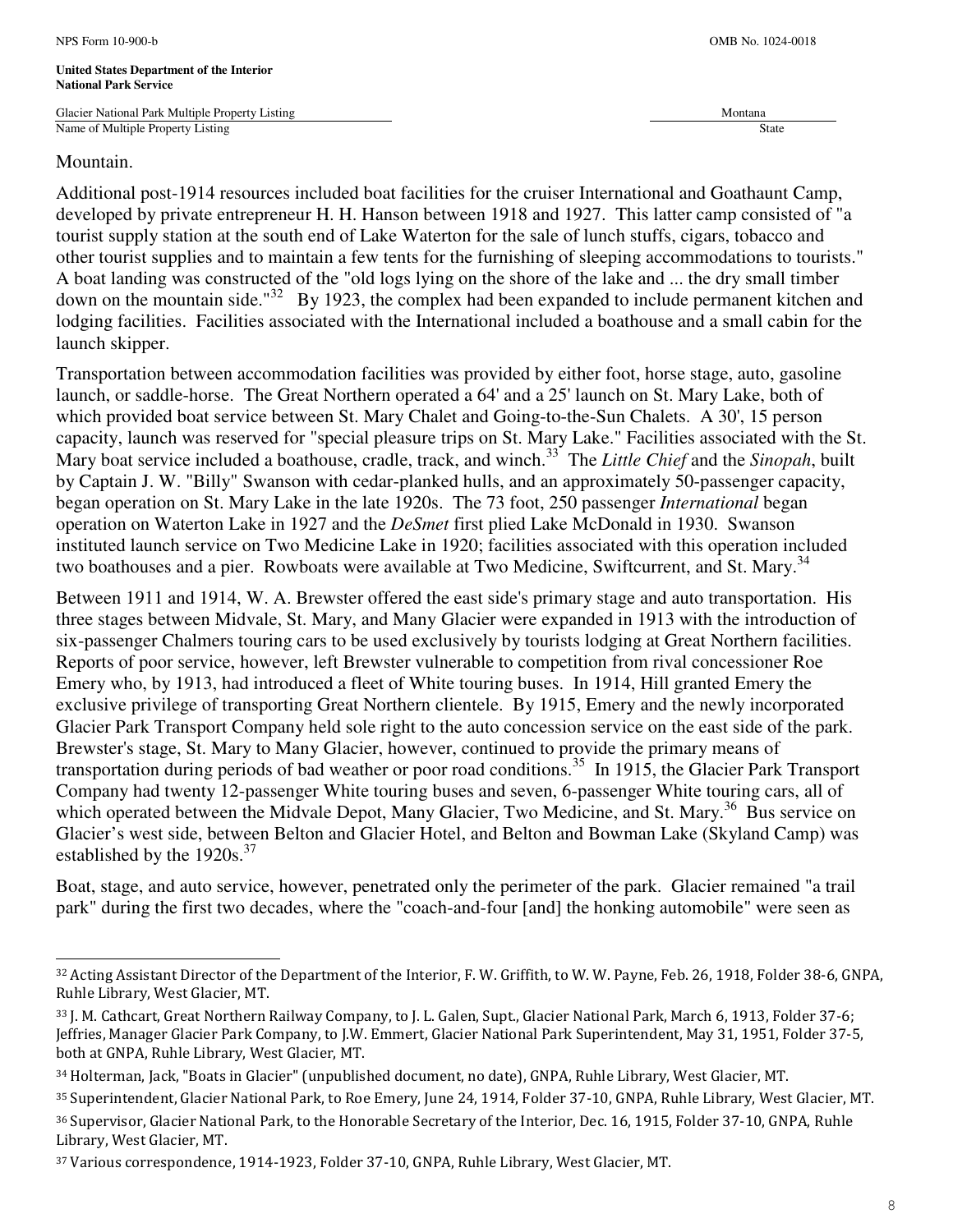Mountain.

Additional post-1914 resources included boat facilities for the cruiser International and Goathaunt Camp, developed by private entrepreneur H. H. Hanson between 1918 and 1927. This latter camp consisted of "a tourist supply station at the south end of Lake Waterton for the sale of lunch stuffs, cigars, tobacco and other tourist supplies and to maintain a few tents for the furnishing of sleeping accommodations to tourists." A boat landing was constructed of the "old logs lying on the shore of the lake and ... the dry small timber down on the mountain side."[32] By 1923, the complex had been expanded to include permanent kitchen and lodging facilities. Facilities associated with the International included a boathouse and a small cabin for the launch skipper.

Transportation between accommodation facilities was provided by either foot, horse stage, auto, gasoline launch, or saddle-horse. The Great Northern operated a 64' and a 25' launch on St. Mary Lake, both of which provided boat service between St. Mary Chalet and Going-to-the-Sun Chalets. A 30', 15 person capacity, launch was reserved for "special pleasure trips on St. Mary Lake." Facilities associated with the St. Mary boat service included a boathouse, cradle, track, and winch.[33] The *Little Chief* and the *Sinopah*, built by Captain J. W. "Billy" Swanson with cedar-planked hulls, and an approximately 50-passenger capacity, began operation on St. Mary Lake in the late 1920s. The 73 foot, 250 passenger *International* began operation on Waterton Lake in 1927 and the *DeSmet* first plied Lake McDonald in 1930. Swanson instituted launch service on Two Medicine Lake in 1920; facilities associated with this operation included two boathouses and a pier. Rowboats were available at Two Medicine, Swiftcurrent, and St. Mary.[34]

Between 1911 and 1914, W. A. Brewster offered the east side's primary stage and auto transportation. His three stages between Midvale, St. Mary, and Many Glacier were expanded in 1913 with the introduction of six-passenger Chalmers touring cars to be used exclusively by tourists lodging at Great Northern facilities. Reports of poor service, however, left Brewster vulnerable to competition from rival concessioner Roe Emery who, by 1913, had introduced a fleet of White touring buses. In 1914, Hill granted Emery the exclusive privilege of transporting Great Northern clientele. By 1915, Emery and the newly incorporated Glacier Park Transport Company held sole right to the auto concession service on the east side of the park. Brewster's stage, St. Mary to Many Glacier, however, continued to provide the primary means of transportation during periods of bad weather or poor road conditions.[35] In 1915, the Glacier Park Transport Company had twenty 12-passenger White touring buses and seven, 6-passenger White touring cars, all of which operated between the Midvale Depot, Many Glacier, Two Medicine, and St. Mary.[36] Bus service on Glacier's west side, between Belton and Glacier Hotel, and Belton and Bowman Lake (Skyland Camp) was established by the 1920s.[37]

Boat, stage, and auto service, however, penetrated only the perimeter of the park. Glacier remained "a trail park" during the first two decades, where the "coach-and-four [and] the honking automobile" were seen as

---

[32] Acting Assistant Director of the Department of the Interior, F. W. Griffith, to W. W. Payne, Feb. 26, 1918, Folder 38-6, GNPA, Ruhle Library, West Glacier, MT.

[33] J. M. Cathcart, Great Northern Railway Company, to J. L. Galen, Supt., Glacier National Park, March 6, 1913, Folder 37-6; Jeffries, Manager Glacier Park Company, to J.W. Emmert, Glacier National Park Superintendent, May 31, 1951, Folder 37-5, both at GNPA, Ruhle Library, West Glacier, MT.

[34] Holterman, Jack, "Boats in Glacier" (unpublished document, no date), GNPA, Ruhle Library, West Glacier, MT.

[35] Superintendent, Glacier National Park, to Roe Emery, June 24, 1914, Folder 37-10, GNPA, Ruhle Library, West Glacier, MT.

[36] Supervisor, Glacier National Park, to the Honorable Secretary of the Interior, Dec. 16, 1915, Folder 37-10, GNPA, Ruhle Library, West Glacier, MT.

[37] Various correspondence, 1914-1923, Folder 37-10, GNPA, Ruhle Library, West Glacier, MT.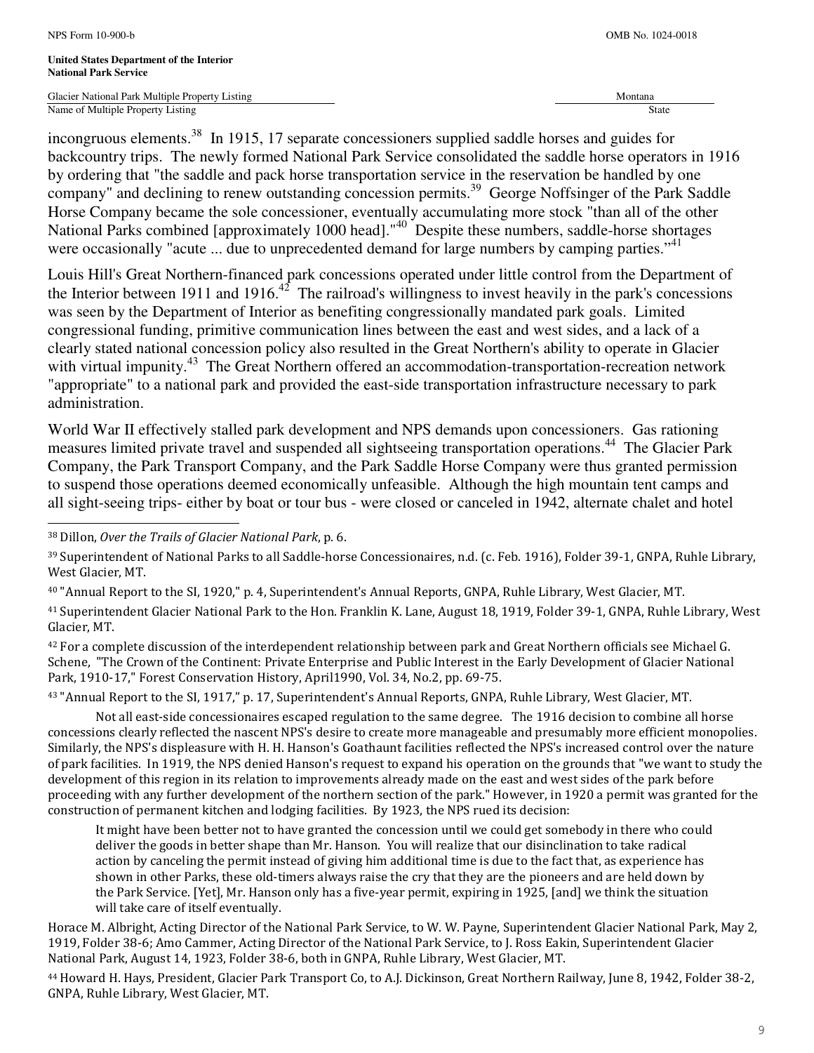incongruous elements.[38] In 1915, 17 separate concessioners supplied saddle horses and guides for backcountry trips. The newly formed National Park Service consolidated the saddle horse operators in 1916 by ordering that "the saddle and pack horse transportation service in the reservation be handled by one company" and declining to renew outstanding concession permits.[39] George Noffsinger of the Park Saddle Horse Company became the sole concessioner, eventually accumulating more stock "than all of the other National Parks combined [approximately 1000 head]."[40] Despite these numbers, saddle-horse shortages were occasionally "acute ... due to unprecedented demand for large numbers by camping parties."[41]

Louis Hill's Great Northern-financed park concessions operated under little control from the Department of the Interior between 1911 and 1916.[42] The railroad's willingness to invest heavily in the park's concessions was seen by the Department of Interior as benefiting congressionally mandated park goals. Limited congressional funding, primitive communication lines between the east and west sides, and a lack of a clearly stated national concession policy also resulted in the Great Northern's ability to operate in Glacier with virtual impunity.[43] The Great Northern offered an accommodation-transportation-recreation network "appropriate" to a national park and provided the east-side transportation infrastructure necessary to park administration.

World War II effectively stalled park development and NPS demands upon concessioners. Gas rationing measures limited private travel and suspended all sightseeing transportation operations.[44] The Glacier Park Company, the Park Transport Company, and the Park Saddle Horse Company were thus granted permission to suspend those operations deemed economically unfeasible. Although the high mountain tent camps and all sight-seeing trips- either by boat or tour bus - were closed or canceled in 1942, alternate chalet and hotel

---

[38] Dillon, *Over the Trails of Glacier National Park*, p. 6.

[39] Superintendent of National Parks to all Saddle-horse Concessionaires, n.d. (c. Feb. 1916), Folder 39-1, GNPA, Ruhle Library, West Glacier, MT.

[40] "Annual Report to the SI, 1920," p. 4, Superintendent's Annual Reports, GNPA, Ruhle Library, West Glacier, MT.

[41] Superintendent Glacier National Park to the Hon. Franklin K. Lane, August 18, 1919, Folder 39-1, GNPA, Ruhle Library, West Glacier, MT.

[42] For a complete discussion of the interdependent relationship between park and Great Northern officials see Michael G. Schene, "The Crown of the Continent: Private Enterprise and Public Interest in the Early Development of Glacier National Park, 1910-17," Forest Conservation History, April1990, Vol. 34, No.2, pp. 69-75.

[43] "Annual Report to the SI, 1917," p. 17, Superintendent's Annual Reports, GNPA, Ruhle Library, West Glacier, MT.

Not all east-side concessionaires escaped regulation to the same degree. The 1916 decision to combine all horse concessions clearly reflected the nascent NPS's desire to create more manageable and presumably more efficient monopolies. Similarly, the NPS's displeasure with H. H. Hanson's Goathaunt facilities reflected the NPS's increased control over the nature of park facilities. In 1919, the NPS denied Hanson's request to expand his operation on the grounds that "we want to study the development of this region in its relation to improvements already made on the east and west sides of the park before proceeding with any further development of the northern section of the park." However, in 1920 a permit was granted for the construction of permanent kitchen and lodging facilities. By 1923, the NPS rued its decision:

> It might have been better not to have granted the concession until we could get somebody in there who could deliver the goods in better shape than Mr. Hanson. You will realize that our disinclination to take radical action by canceling the permit instead of giving him additional time is due to the fact that, as experience has shown in other Parks, these old-timers always raise the cry that they are the pioneers and are held down by the Park Service. [Yet], Mr. Hanson only has a five-year permit, expiring in 1925, [and] we think the situation will take care of itself eventually.

Horace M. Albright, Acting Director of the National Park Service, to W. W. Payne, Superintendent Glacier National Park, May 2, 1919, Folder 38-6; Amo Cammer, Acting Director of the National Park Service, to J. Ross Eakin, Superintendent Glacier National Park, August 14, 1923, Folder 38-6, both in GNPA, Ruhle Library, West Glacier, MT.

[44] Howard H. Hays, President, Glacier Park Transport Co, to A.J. Dickinson, Great Northern Railway, June 8, 1942, Folder 38-2, GNPA, Ruhle Library, West Glacier, MT.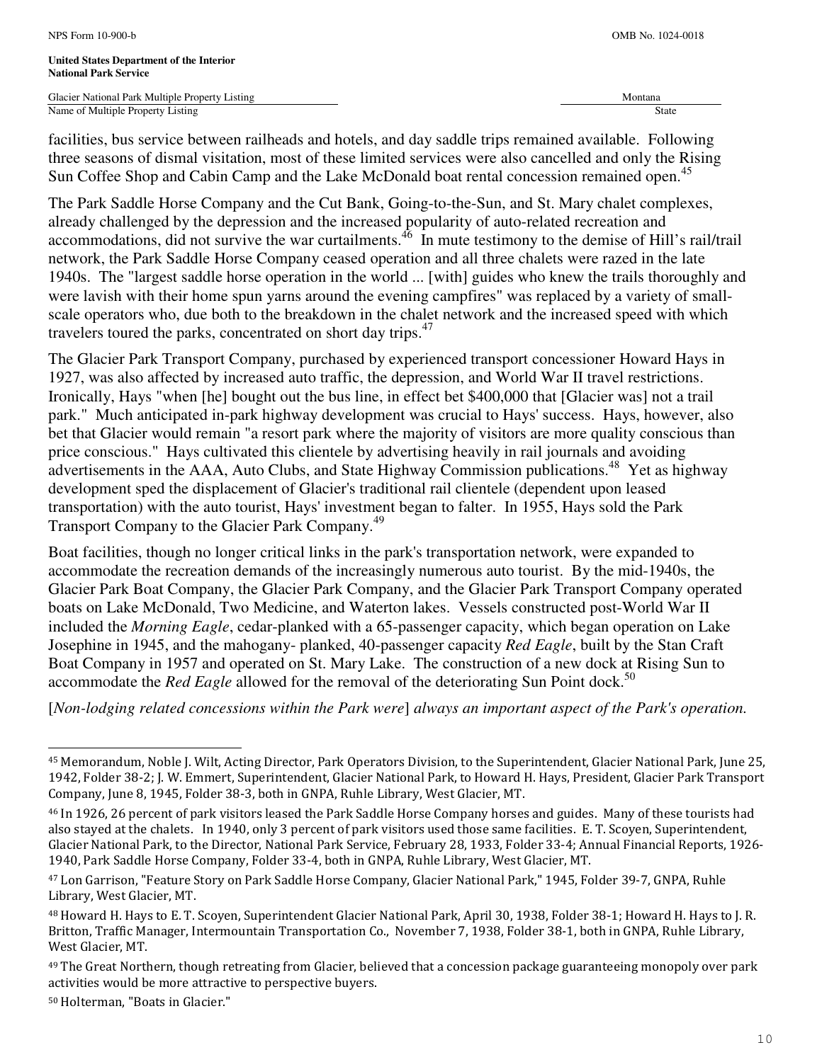facilities, bus service between railheads and hotels, and day saddle trips remained available. Following three seasons of dismal visitation, most of these limited services were also cancelled and only the Rising Sun Coffee Shop and Cabin Camp and the Lake McDonald boat rental concession remained open.[45]

The Park Saddle Horse Company and the Cut Bank, Going-to-the-Sun, and St. Mary chalet complexes, already challenged by the depression and the increased popularity of auto-related recreation and accommodations, did not survive the war curtailments.[46] In mute testimony to the demise of Hill's rail/trail network, the Park Saddle Horse Company ceased operation and all three chalets were razed in the late 1940s. The "largest saddle horse operation in the world ... [with] guides who knew the trails thoroughly and were lavish with their home spun yarns around the evening campfires" was replaced by a variety of small-scale operators who, due both to the breakdown in the chalet network and the increased speed with which travelers toured the parks, concentrated on short day trips.[47]

The Glacier Park Transport Company, purchased by experienced transport concessioner Howard Hays in 1927, was also affected by increased auto traffic, the depression, and World War II travel restrictions. Ironically, Hays "when [he] bought out the bus line, in effect bet $400,000 that [Glacier was] not a trail park." Much anticipated in-park highway development was crucial to Hays' success. Hays, however, also bet that Glacier would remain "a resort park where the majority of visitors are more quality conscious than price conscious." Hays cultivated this clientele by advertising heavily in rail journals and avoiding advertisements in the AAA, Auto Clubs, and State Highway Commission publications.[48] Yet as highway development sped the displacement of Glacier's traditional rail clientele (dependent upon leased transportation) with the auto tourist, Hays' investment began to falter. In 1955, Hays sold the Park Transport Company to the Glacier Park Company.[49]

Boat facilities, though no longer critical links in the park's transportation network, were expanded to accommodate the recreation demands of the increasingly numerous auto tourist. By the mid-1940s, the Glacier Park Boat Company, the Glacier Park Company, and the Glacier Park Transport Company operated boats on Lake McDonald, Two Medicine, and Waterton lakes. Vessels constructed post-World War II included the *Morning Eagle*, cedar-planked with a 65-passenger capacity, which began operation on Lake Josephine in 1945, and the mahogany- planked, 40-passenger capacity *Red Eagle*, built by the Stan Craft Boat Company in 1957 and operated on St. Mary Lake. The construction of a new dock at Rising Sun to accommodate the *Red Eagle* allowed for the removal of the deteriorating Sun Point dock.[50]

[*Non-lodging related concessions within the Park were*] *always an important aspect of the Park's operation.*

---

[45] Memorandum, Noble J. Wilt, Acting Director, Park Operators Division, to the Superintendent, Glacier National Park, June 25, 1942, Folder 38-2; J. W. Emmert, Superintendent, Glacier National Park, to Howard H. Hays, President, Glacier Park Transport Company, June 8, 1945, Folder 38-3, both in GNPA, Ruhle Library, West Glacier, MT.

[46] In 1926, 26 percent of park visitors leased the Park Saddle Horse Company horses and guides. Many of these tourists had also stayed at the chalets. In 1940, only 3 percent of park visitors used those same facilities. E. T. Scoyen, Superintendent, Glacier National Park, to the Director, National Park Service, February 28, 1933, Folder 33-4; Annual Financial Reports, 1926-1940, Park Saddle Horse Company, Folder 33-4, both in GNPA, Ruhle Library, West Glacier, MT.

[47] Lon Garrison, "Feature Story on Park Saddle Horse Company, Glacier National Park," 1945, Folder 39-7, GNPA, Ruhle Library, West Glacier, MT.

[48] Howard H. Hays to E. T. Scoyen, Superintendent Glacier National Park, April 30, 1938, Folder 38-1; Howard H. Hays to J. R. Britton, Traffic Manager, Intermountain Transportation Co., November 7, 1938, Folder 38-1, both in GNPA, Ruhle Library, West Glacier, MT.

[49] The Great Northern, though retreating from Glacier, believed that a concession package guaranteeing monopoly over park activities would be more attractive to perspective buyers.

[50] Holterman, "Boats in Glacier."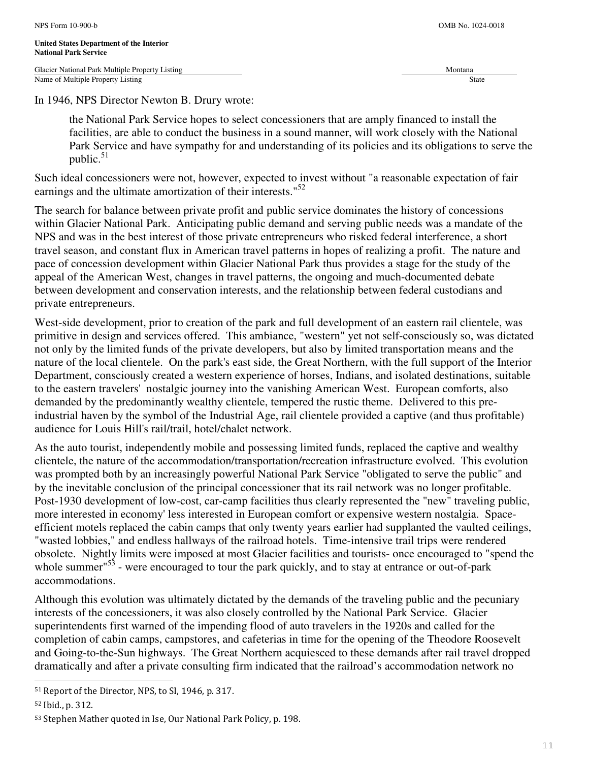In 1946, NPS Director Newton B. Drury wrote:

> the National Park Service hopes to select concessioners that are amply financed to install the facilities, are able to conduct the business in a sound manner, will work closely with the National Park Service and have sympathy for and understanding of its policies and its obligations to serve the public.[51]

Such ideal concessioners were not, however, expected to invest without "a reasonable expectation of fair earnings and the ultimate amortization of their interests."[52]

The search for balance between private profit and public service dominates the history of concessions within Glacier National Park. Anticipating public demand and serving public needs was a mandate of the NPS and was in the best interest of those private entrepreneurs who risked federal interference, a short travel season, and constant flux in American travel patterns in hopes of realizing a profit. The nature and pace of concession development within Glacier National Park thus provides a stage for the study of the appeal of the American West, changes in travel patterns, the ongoing and much-documented debate between development and conservation interests, and the relationship between federal custodians and private entrepreneurs.

West-side development, prior to creation of the park and full development of an eastern rail clientele, was primitive in design and services offered. This ambiance, "western" yet not self-consciously so, was dictated not only by the limited funds of the private developers, but also by limited transportation means and the nature of the local clientele. On the park's east side, the Great Northern, with the full support of the Interior Department, consciously created a western experience of horses, Indians, and isolated destinations, suitable to the eastern travelers' nostalgic journey into the vanishing American West. European comforts, also demanded by the predominantly wealthy clientele, tempered the rustic theme. Delivered to this pre-industrial haven by the symbol of the Industrial Age, rail clientele provided a captive (and thus profitable) audience for Louis Hill's rail/trail, hotel/chalet network.

As the auto tourist, independently mobile and possessing limited funds, replaced the captive and wealthy clientele, the nature of the accommodation/transportation/recreation infrastructure evolved. This evolution was prompted both by an increasingly powerful National Park Service "obligated to serve the public" and by the inevitable conclusion of the principal concessioner that its rail network was no longer profitable. Post-1930 development of low-cost, car-camp facilities thus clearly represented the "new" traveling public, more interested in economy' less interested in European comfort or expensive western nostalgia. Space-efficient motels replaced the cabin camps that only twenty years earlier had supplanted the vaulted ceilings, "wasted lobbies," and endless hallways of the railroad hotels. Time-intensive trail trips were rendered obsolete. Nightly limits were imposed at most Glacier facilities and tourists- once encouraged to "spend the whole summer"[53] - were encouraged to tour the park quickly, and to stay at entrance or out-of-park accommodations.

Although this evolution was ultimately dictated by the demands of the traveling public and the pecuniary interests of the concessioners, it was also closely controlled by the National Park Service. Glacier superintendents first warned of the impending flood of auto travelers in the 1920s and called for the completion of cabin camps, campstores, and cafeterias in time for the opening of the Theodore Roosevelt and Going-to-the-Sun highways. The Great Northern acquiesced to these demands after rail travel dropped dramatically and after a private consulting firm indicated that the railroad's accommodation network no

---

[51] Report of the Director, NPS, to SI, 1946, p. 317.

[52] Ibid., p. 312.

[53] Stephen Mather quoted in Ise, Our National Park Policy, p. 198.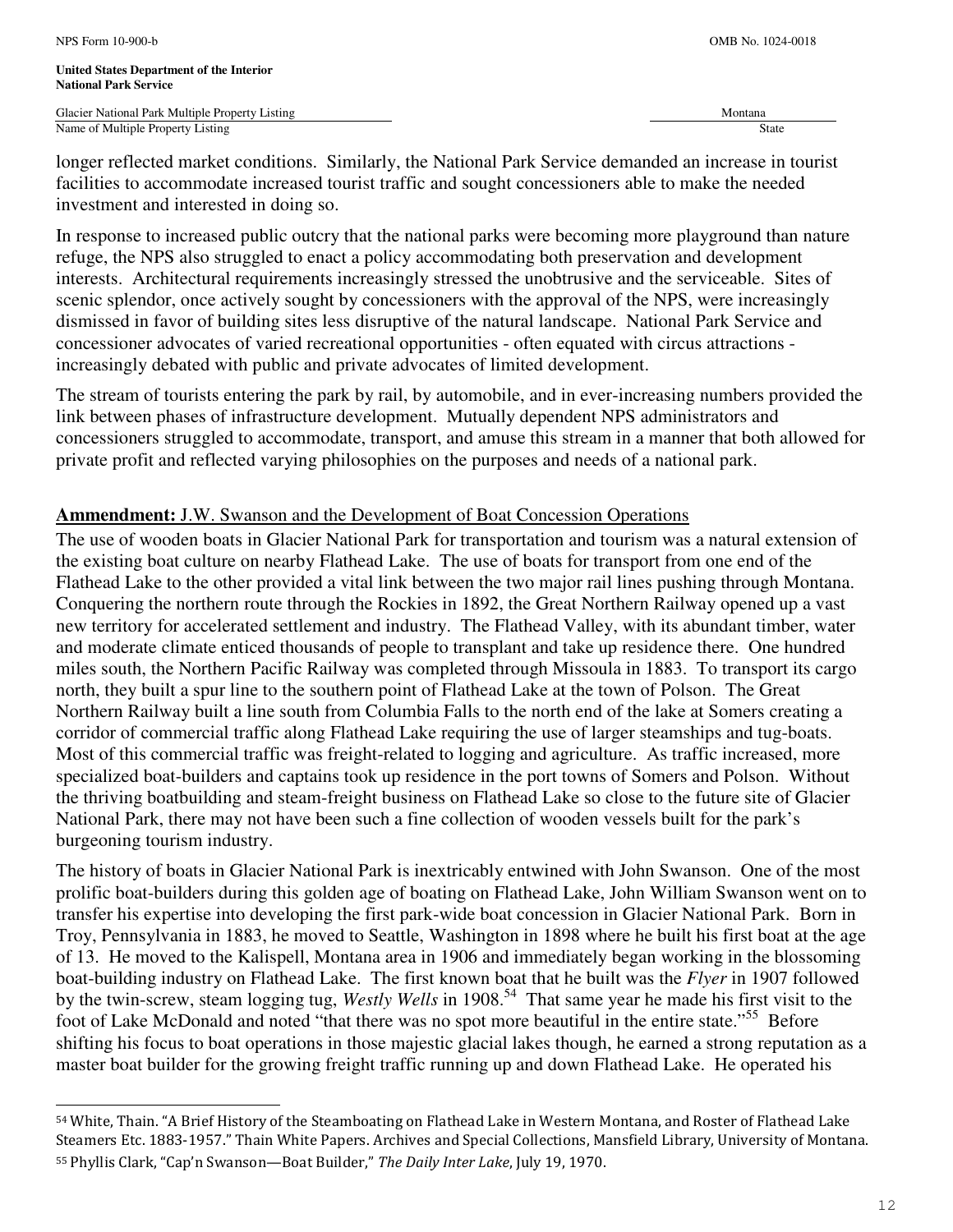longer reflected market conditions. Similarly, the National Park Service demanded an increase in tourist facilities to accommodate increased tourist traffic and sought concessioners able to make the needed investment and interested in doing so.

In response to increased public outcry that the national parks were becoming more playground than nature refuge, the NPS also struggled to enact a policy accommodating both preservation and development interests. Architectural requirements increasingly stressed the unobtrusive and the serviceable. Sites of scenic splendor, once actively sought by concessioners with the approval of the NPS, were increasingly dismissed in favor of building sites less disruptive of the natural landscape. National Park Service and concessioner advocates of varied recreational opportunities - often equated with circus attractions - increasingly debated with public and private advocates of limited development.

The stream of tourists entering the park by rail, by automobile, and in ever-increasing numbers provided the link between phases of infrastructure development. Mutually dependent NPS administrators and concessioners struggled to accommodate, transport, and amuse this stream in a manner that both allowed for private profit and reflected varying philosophies on the purposes and needs of a national park.

**Ammendment:** J.W. Swanson and the Development of Boat Concession Operations

The use of wooden boats in Glacier National Park for transportation and tourism was a natural extension of the existing boat culture on nearby Flathead Lake. The use of boats for transport from one end of the Flathead Lake to the other provided a vital link between the two major rail lines pushing through Montana. Conquering the northern route through the Rockies in 1892, the Great Northern Railway opened up a vast new territory for accelerated settlement and industry. The Flathead Valley, with its abundant timber, water and moderate climate enticed thousands of people to transplant and take up residence there. One hundred miles south, the Northern Pacific Railway was completed through Missoula in 1883. To transport its cargo north, they built a spur line to the southern point of Flathead Lake at the town of Polson. The Great Northern Railway built a line south from Columbia Falls to the north end of the lake at Somers creating a corridor of commercial traffic along Flathead Lake requiring the use of larger steamships and tug-boats. Most of this commercial traffic was freight-related to logging and agriculture. As traffic increased, more specialized boat-builders and captains took up residence in the port towns of Somers and Polson. Without the thriving boatbuilding and steam-freight business on Flathead Lake so close to the future site of Glacier National Park, there may not have been such a fine collection of wooden vessels built for the park's burgeoning tourism industry.

The history of boats in Glacier National Park is inextricably entwined with John Swanson. One of the most prolific boat-builders during this golden age of boating on Flathead Lake, John William Swanson went on to transfer his expertise into developing the first park-wide boat concession in Glacier National Park. Born in Troy, Pennsylvania in 1883, he moved to Seattle, Washington in 1898 where he built his first boat at the age of 13. He moved to the Kalispell, Montana area in 1906 and immediately began working in the blossoming boat-building industry on Flathead Lake. The first known boat that he built was the *Flyer* in 1907 followed by the twin-screw, steam logging tug, *Westly Wells* in 1908.[54] That same year he made his first visit to the foot of Lake McDonald and noted "that there was no spot more beautiful in the entire state."[55] Before shifting his focus to boat operations in those majestic glacial lakes though, he earned a strong reputation as a master boat builder for the growing freight traffic running up and down Flathead Lake. He operated his

[54] White, Thain. "A Brief History of the Steamboating on Flathead Lake in Western Montana, and Roster of Flathead Lake Steamers Etc. 1883-1957." Thain White Papers. Archives and Special Collections, Mansfield Library, University of Montana.

[55] Phyllis Clark, "Cap'n Swanson—Boat Builder," *The Daily Inter Lake*, July 19, 1970.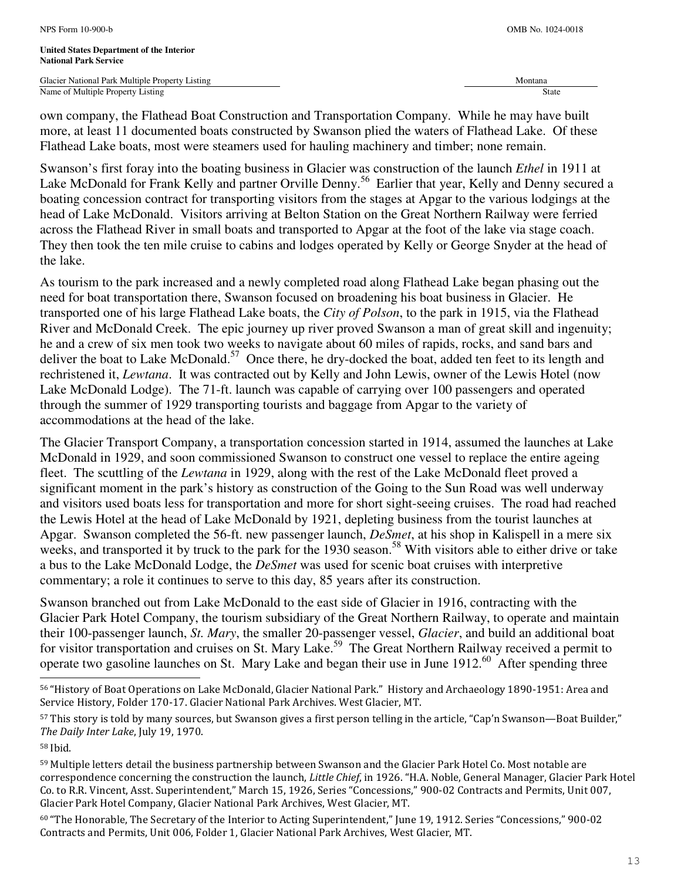own company, the Flathead Boat Construction and Transportation Company. While he may have built more, at least 11 documented boats constructed by Swanson plied the waters of Flathead Lake. Of these Flathead Lake boats, most were steamers used for hauling machinery and timber; none remain.

Swanson's first foray into the boating business in Glacier was construction of the launch *Ethel* in 1911 at Lake McDonald for Frank Kelly and partner Orville Denny.[56] Earlier that year, Kelly and Denny secured a boating concession contract for transporting visitors from the stages at Apgar to the various lodgings at the head of Lake McDonald. Visitors arriving at Belton Station on the Great Northern Railway were ferried across the Flathead River in small boats and transported to Apgar at the foot of the lake via stage coach. They then took the ten mile cruise to cabins and lodges operated by Kelly or George Snyder at the head of the lake.

As tourism to the park increased and a newly completed road along Flathead Lake began phasing out the need for boat transportation there, Swanson focused on broadening his boat business in Glacier. He transported one of his large Flathead Lake boats, the *City of Polson*, to the park in 1915, via the Flathead River and McDonald Creek. The epic journey up river proved Swanson a man of great skill and ingenuity; he and a crew of six men took two weeks to navigate about 60 miles of rapids, rocks, and sand bars and deliver the boat to Lake McDonald.[57] Once there, he dry-docked the boat, added ten feet to its length and rechristened it, *Lewtana*. It was contracted out by Kelly and John Lewis, owner of the Lewis Hotel (now Lake McDonald Lodge). The 71-ft. launch was capable of carrying over 100 passengers and operated through the summer of 1929 transporting tourists and baggage from Apgar to the variety of accommodations at the head of the lake.

The Glacier Transport Company, a transportation concession started in 1914, assumed the launches at Lake McDonald in 1929, and soon commissioned Swanson to construct one vessel to replace the entire ageing fleet. The scuttling of the *Lewtana* in 1929, along with the rest of the Lake McDonald fleet proved a significant moment in the park's history as construction of the Going to the Sun Road was well underway and visitors used boats less for transportation and more for short sight-seeing cruises. The road had reached the Lewis Hotel at the head of Lake McDonald by 1921, depleting business from the tourist launches at Apgar. Swanson completed the 56-ft. new passenger launch, *DeSmet*, at his shop in Kalispell in a mere six weeks, and transported it by truck to the park for the 1930 season.[58] With visitors able to either drive or take a bus to the Lake McDonald Lodge, the *DeSmet* was used for scenic boat cruises with interpretive commentary; a role it continues to serve to this day, 85 years after its construction.

Swanson branched out from Lake McDonald to the east side of Glacier in 1916, contracting with the Glacier Park Hotel Company, the tourism subsidiary of the Great Northern Railway, to operate and maintain their 100-passenger launch, *St. Mary*, the smaller 20-passenger vessel, *Glacier*, and build an additional boat for visitor transportation and cruises on St. Mary Lake.[59] The Great Northern Railway received a permit to operate two gasoline launches on St. Mary Lake and began their use in June 1912.[60] After spending three

---

[56] "History of Boat Operations on Lake McDonald, Glacier National Park." History and Archaeology 1890-1951: Area and Service History, Folder 170-17. Glacier National Park Archives. West Glacier, MT.

[57] This story is told by many sources, but Swanson gives a first person telling in the article, "Cap'n Swanson—Boat Builder," *The Daily Inter Lake*, July 19, 1970.

[58] Ibid.

[59] Multiple letters detail the business partnership between Swanson and the Glacier Park Hotel Co. Most notable are correspondence concerning the construction the launch, *Little Chief*, in 1926. "H.A. Noble, General Manager, Glacier Park Hotel Co. to R.R. Vincent, Asst. Superintendent," March 15, 1926, Series "Concessions," 900-02 Contracts and Permits, Unit 007, Glacier Park Hotel Company, Glacier National Park Archives, West Glacier, MT.

[60] "The Honorable, The Secretary of the Interior to Acting Superintendent," June 19, 1912. Series "Concessions," 900-02 Contracts and Permits, Unit 006, Folder 1, Glacier National Park Archives, West Glacier, MT.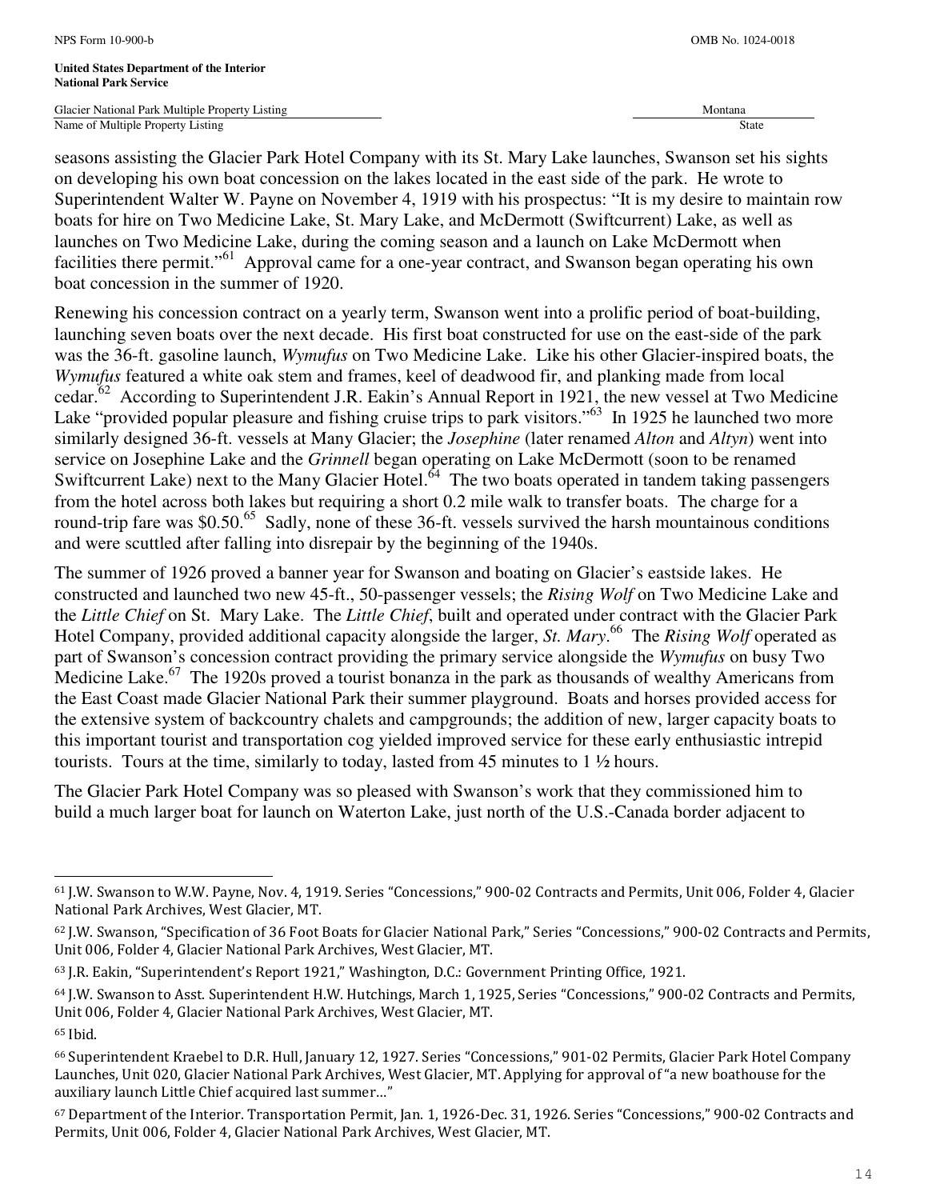seasons assisting the Glacier Park Hotel Company with its St. Mary Lake launches, Swanson set his sights on developing his own boat concession on the lakes located in the east side of the park. He wrote to Superintendent Walter W. Payne on November 4, 1919 with his prospectus: "It is my desire to maintain row boats for hire on Two Medicine Lake, St. Mary Lake, and McDermott (Swiftcurrent) Lake, as well as launches on Two Medicine Lake, during the coming season and a launch on Lake McDermott when facilities there permit."[61] Approval came for a one-year contract, and Swanson began operating his own boat concession in the summer of 1920.

Renewing his concession contract on a yearly term, Swanson went into a prolific period of boat-building, launching seven boats over the next decade. His first boat constructed for use on the east-side of the park was the 36-ft. gasoline launch, *Wymufus* on Two Medicine Lake. Like his other Glacier-inspired boats, the *Wymufus* featured a white oak stem and frames, keel of deadwood fir, and planking made from local cedar.[62] According to Superintendent J.R. Eakin's Annual Report in 1921, the new vessel at Two Medicine Lake "provided popular pleasure and fishing cruise trips to park visitors."[63] In 1925 he launched two more similarly designed 36-ft. vessels at Many Glacier; the *Josephine* (later renamed *Alton* and *Altyn*) went into service on Josephine Lake and the *Grinnell* began operating on Lake McDermott (soon to be renamed Swiftcurrent Lake) next to the Many Glacier Hotel.[64] The two boats operated in tandem taking passengers from the hotel across both lakes but requiring a short 0.2 mile walk to transfer boats. The charge for a round-trip fare was $0.50.[65] Sadly, none of these 36-ft. vessels survived the harsh mountainous conditions and were scuttled after falling into disrepair by the beginning of the 1940s.

The summer of 1926 proved a banner year for Swanson and boating on Glacier's eastside lakes. He constructed and launched two new 45-ft., 50-passenger vessels; the *Rising Wolf* on Two Medicine Lake and the *Little Chief* on St. Mary Lake. The *Little Chief*, built and operated under contract with the Glacier Park Hotel Company, provided additional capacity alongside the larger, *St. Mary*.[66] The *Rising Wolf* operated as part of Swanson's concession contract providing the primary service alongside the *Wymufus* on busy Two Medicine Lake.[67] The 1920s proved a tourist bonanza in the park as thousands of wealthy Americans from the East Coast made Glacier National Park their summer playground. Boats and horses provided access for the extensive system of backcountry chalets and campgrounds; the addition of new, larger capacity boats to this important tourist and transportation cog yielded improved service for these early enthusiastic intrepid tourists. Tours at the time, similarly to today, lasted from 45 minutes to 1 ½ hours.

The Glacier Park Hotel Company was so pleased with Swanson's work that they commissioned him to build a much larger boat for launch on Waterton Lake, just north of the U.S.-Canada border adjacent to

---

[61] J.W. Swanson to W.W. Payne, Nov. 4, 1919. Series "Concessions," 900-02 Contracts and Permits, Unit 006, Folder 4, Glacier National Park Archives, West Glacier, MT.

[62] J.W. Swanson, "Specification of 36 Foot Boats for Glacier National Park," Series "Concessions," 900-02 Contracts and Permits, Unit 006, Folder 4, Glacier National Park Archives, West Glacier, MT.

[63] J.R. Eakin, "Superintendent's Report 1921," Washington, D.C.: Government Printing Office, 1921.

[64] J.W. Swanson to Asst. Superintendent H.W. Hutchings, March 1, 1925, Series "Concessions," 900-02 Contracts and Permits, Unit 006, Folder 4, Glacier National Park Archives, West Glacier, MT.

[65] Ibid.

[66] Superintendent Kraebel to D.R. Hull, January 12, 1927. Series "Concessions," 901-02 Permits, Glacier Park Hotel Company Launches, Unit 020, Glacier National Park Archives, West Glacier, MT. Applying for approval of "a new boathouse for the auxiliary launch Little Chief acquired last summer…"

[67] Department of the Interior. Transportation Permit, Jan. 1, 1926-Dec. 31, 1926. Series "Concessions," 900-02 Contracts and Permits, Unit 006, Folder 4, Glacier National Park Archives, West Glacier, MT.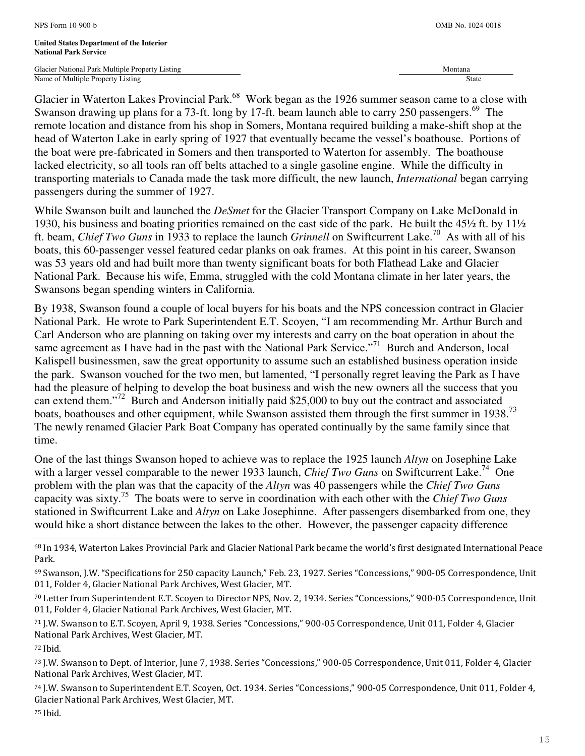Glacier in Waterton Lakes Provincial Park.[68] Work began as the 1926 summer season came to a close with Swanson drawing up plans for a 73-ft. long by 17-ft. beam launch able to carry 250 passengers.[69] The remote location and distance from his shop in Somers, Montana required building a make-shift shop at the head of Waterton Lake in early spring of 1927 that eventually became the vessel's boathouse. Portions of the boat were pre-fabricated in Somers and then transported to Waterton for assembly. The boathouse lacked electricity, so all tools ran off belts attached to a single gasoline engine. While the difficulty in transporting materials to Canada made the task more difficult, the new launch, *International* began carrying passengers during the summer of 1927.

While Swanson built and launched the *DeSmet* for the Glacier Transport Company on Lake McDonald in 1930, his business and boating priorities remained on the east side of the park. He built the 45½ ft. by 11½ ft. beam, *Chief Two Guns* in 1933 to replace the launch *Grinnell* on Swiftcurrent Lake.[70] As with all of his boats, this 60-passenger vessel featured cedar planks on oak frames. At this point in his career, Swanson was 53 years old and had built more than twenty significant boats for both Flathead Lake and Glacier National Park. Because his wife, Emma, struggled with the cold Montana climate in her later years, the Swansons began spending winters in California.

By 1938, Swanson found a couple of local buyers for his boats and the NPS concession contract in Glacier National Park. He wrote to Park Superintendent E.T. Scoyen, "I am recommending Mr. Arthur Burch and Carl Anderson who are planning on taking over my interests and carry on the boat operation in about the same agreement as I have had in the past with the National Park Service."[71] Burch and Anderson, local Kalispell businessmen, saw the great opportunity to assume such an established business operation inside the park. Swanson vouched for the two men, but lamented, "I personally regret leaving the Park as I have had the pleasure of helping to develop the boat business and wish the new owners all the success that you can extend them."[72] Burch and Anderson initially paid $25,000 to buy out the contract and associated boats, boathouses and other equipment, while Swanson assisted them through the first summer in 1938.[73] The newly renamed Glacier Park Boat Company has operated continually by the same family since that time.

One of the last things Swanson hoped to achieve was to replace the 1925 launch *Altyn* on Josephine Lake with a larger vessel comparable to the newer 1933 launch, *Chief Two Guns* on Swiftcurrent Lake.[74] One problem with the plan was that the capacity of the *Altyn* was 40 passengers while the *Chief Two Guns* capacity was sixty.[75] The boats were to serve in coordination with each other with the *Chief Two Guns* stationed in Swiftcurrent Lake and *Altyn* on Lake Josephinne. After passengers disembarked from one, they would hike a short distance between the lakes to the other. However, the passenger capacity difference

---

[68] In 1934, Waterton Lakes Provincial Park and Glacier National Park became the world's first designated International Peace Park.

[69] Swanson, J.W. "Specifications for 250 capacity Launch," Feb. 23, 1927. Series "Concessions," 900-05 Correspondence, Unit 011, Folder 4, Glacier National Park Archives, West Glacier, MT.

[70] Letter from Superintendent E.T. Scoyen to Director NPS, Nov. 2, 1934. Series "Concessions," 900-05 Correspondence, Unit 011, Folder 4, Glacier National Park Archives, West Glacier, MT.

[71] J.W. Swanson to E.T. Scoyen, April 9, 1938. Series "Concessions," 900-05 Correspondence, Unit 011, Folder 4, Glacier National Park Archives, West Glacier, MT.

[72] Ibid.

[73] J.W. Swanson to Dept. of Interior, June 7, 1938. Series "Concessions," 900-05 Correspondence, Unit 011, Folder 4, Glacier National Park Archives, West Glacier, MT.

[74] J.W. Swanson to Superintendent E.T. Scoyen, Oct. 1934. Series "Concessions," 900-05 Correspondence, Unit 011, Folder 4, Glacier National Park Archives, West Glacier, MT.

[75] Ibid.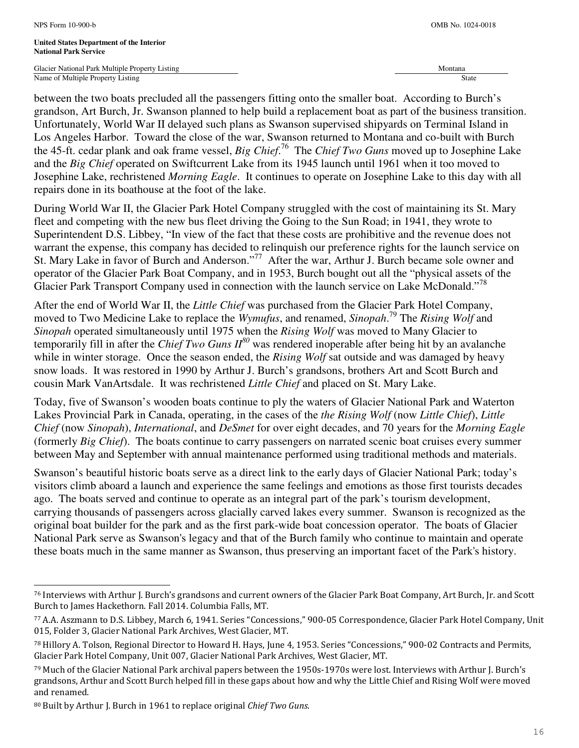between the two boats precluded all the passengers fitting onto the smaller boat. According to Burch's grandson, Art Burch, Jr. Swanson planned to help build a replacement boat as part of the business transition. Unfortunately, World War II delayed such plans as Swanson supervised shipyards on Terminal Island in Los Angeles Harbor. Toward the close of the war, Swanson returned to Montana and co-built with Burch the 45-ft. cedar plank and oak frame vessel, *Big Chief*.[76] The *Chief Two Guns* moved up to Josephine Lake and the *Big Chief* operated on Swiftcurrent Lake from its 1945 launch until 1961 when it too moved to Josephine Lake, rechristened *Morning Eagle*. It continues to operate on Josephine Lake to this day with all repairs done in its boathouse at the foot of the lake.

During World War II, the Glacier Park Hotel Company struggled with the cost of maintaining its St. Mary fleet and competing with the new bus fleet driving the Going to the Sun Road; in 1941, they wrote to Superintendent D.S. Libbey, "In view of the fact that these costs are prohibitive and the revenue does not warrant the expense, this company has decided to relinquish our preference rights for the launch service on St. Mary Lake in favor of Burch and Anderson."[77] After the war, Arthur J. Burch became sole owner and operator of the Glacier Park Boat Company, and in 1953, Burch bought out all the "physical assets of the Glacier Park Transport Company used in connection with the launch service on Lake McDonald."[78]

After the end of World War II, the *Little Chief* was purchased from the Glacier Park Hotel Company, moved to Two Medicine Lake to replace the *Wymufus*, and renamed, *Sinopah*.[79] The *Rising Wolf* and *Sinopah* operated simultaneously until 1975 when the *Rising Wolf* was moved to Many Glacier to temporarily fill in after the *Chief Two Guns II*[80] was rendered inoperable after being hit by an avalanche while in winter storage. Once the season ended, the *Rising Wolf* sat outside and was damaged by heavy snow loads. It was restored in 1990 by Arthur J. Burch's grandsons, brothers Art and Scott Burch and cousin Mark VanArtsdale. It was rechristened *Little Chief* and placed on St. Mary Lake.

Today, five of Swanson's wooden boats continue to ply the waters of Glacier National Park and Waterton Lakes Provincial Park in Canada, operating, in the cases of the *the Rising Wolf* (now *Little Chief*), *Little Chief* (now *Sinopah*), *International*, and *DeSmet* for over eight decades, and 70 years for the *Morning Eagle* (formerly *Big Chief*). The boats continue to carry passengers on narrated scenic boat cruises every summer between May and September with annual maintenance performed using traditional methods and materials.

Swanson's beautiful historic boats serve as a direct link to the early days of Glacier National Park; today's visitors climb aboard a launch and experience the same feelings and emotions as those first tourists decades ago. The boats served and continue to operate as an integral part of the park's tourism development, carrying thousands of passengers across glacially carved lakes every summer. Swanson is recognized as the original boat builder for the park and as the first park-wide boat concession operator. The boats of Glacier National Park serve as Swanson's legacy and that of the Burch family who continue to maintain and operate these boats much in the same manner as Swanson, thus preserving an important facet of the Park's history.

---

[76] Interviews with Arthur J. Burch's grandsons and current owners of the Glacier Park Boat Company, Art Burch, Jr. and Scott Burch to James Hackethorn. Fall 2014. Columbia Falls, MT.

[77] A.A. Aszmann to D.S. Libbey, March 6, 1941. Series "Concessions," 900-05 Correspondence, Glacier Park Hotel Company, Unit 015, Folder 3, Glacier National Park Archives, West Glacier, MT.

[78] Hillory A. Tolson, Regional Director to Howard H. Hays, June 4, 1953. Series "Concessions," 900-02 Contracts and Permits, Glacier Park Hotel Company, Unit 007, Glacier National Park Archives, West Glacier, MT.

[79] Much of the Glacier National Park archival papers between the 1950s-1970s were lost. Interviews with Arthur J. Burch's grandsons, Arthur and Scott Burch helped fill in these gaps about how and why the Little Chief and Rising Wolf were moved and renamed.

[80] Built by Arthur J. Burch in 1961 to replace original *Chief Two Guns*.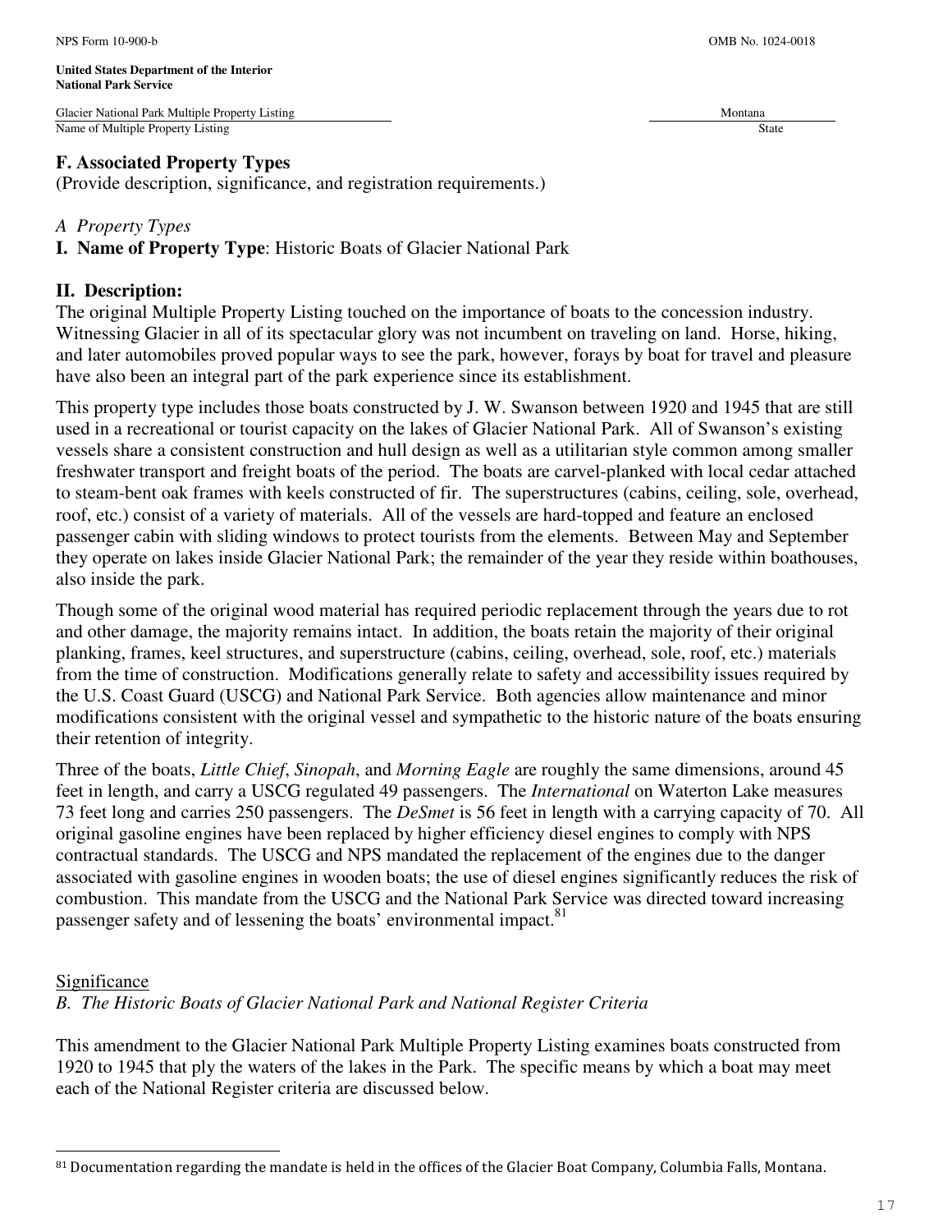## F. Associated Property Types

(Provide description, significance, and registration requirements.)

*A Property Types*

**I. Name of Property Type**: Historic Boats of Glacier National Park

### II. Description:

The original Multiple Property Listing touched on the importance of boats to the concession industry. Witnessing Glacier in all of its spectacular glory was not incumbent on traveling on land. Horse, hiking, and later automobiles proved popular ways to see the park, however, forays by boat for travel and pleasure have also been an integral part of the park experience since its establishment.

This property type includes those boats constructed by J. W. Swanson between 1920 and 1945 that are still used in a recreational or tourist capacity on the lakes of Glacier National Park. All of Swanson's existing vessels share a consistent construction and hull design as well as a utilitarian style common among smaller freshwater transport and freight boats of the period. The boats are carvel-planked with local cedar attached to steam-bent oak frames with keels constructed of fir. The superstructures (cabins, ceiling, sole, overhead, roof, etc.) consist of a variety of materials. All of the vessels are hard-topped and feature an enclosed passenger cabin with sliding windows to protect tourists from the elements. Between May and September they operate on lakes inside Glacier National Park; the remainder of the year they reside within boathouses, also inside the park.

Though some of the original wood material has required periodic replacement through the years due to rot and other damage, the majority remains intact. In addition, the boats retain the majority of their original planking, frames, keel structures, and superstructure (cabins, ceiling, overhead, sole, roof, etc.) materials from the time of construction. Modifications generally relate to safety and accessibility issues required by the U.S. Coast Guard (USCG) and National Park Service. Both agencies allow maintenance and minor modifications consistent with the original vessel and sympathetic to the historic nature of the boats ensuring their retention of integrity.

Three of the boats, *Little Chief*, *Sinopah*, and *Morning Eagle* are roughly the same dimensions, around 45 feet in length, and carry a USCG regulated 49 passengers. The *International* on Waterton Lake measures 73 feet long and carries 250 passengers. The *DeSmet* is 56 feet in length with a carrying capacity of 70. All original gasoline engines have been replaced by higher efficiency diesel engines to comply with NPS contractual standards. The USCG and NPS mandated the replacement of the engines due to the danger associated with gasoline engines in wooden boats; the use of diesel engines significantly reduces the risk of combustion. This mandate from the USCG and the National Park Service was directed toward increasing passenger safety and of lessening the boats' environmental impact.[81]

Significance

*B. The Historic Boats of Glacier National Park and National Register Criteria*

This amendment to the Glacier National Park Multiple Property Listing examines boats constructed from 1920 to 1945 that ply the waters of the lakes in the Park. The specific means by which a boat may meet each of the National Register criteria are discussed below.

[81] Documentation regarding the mandate is held in the offices of the Glacier Boat Company, Columbia Falls, Montana.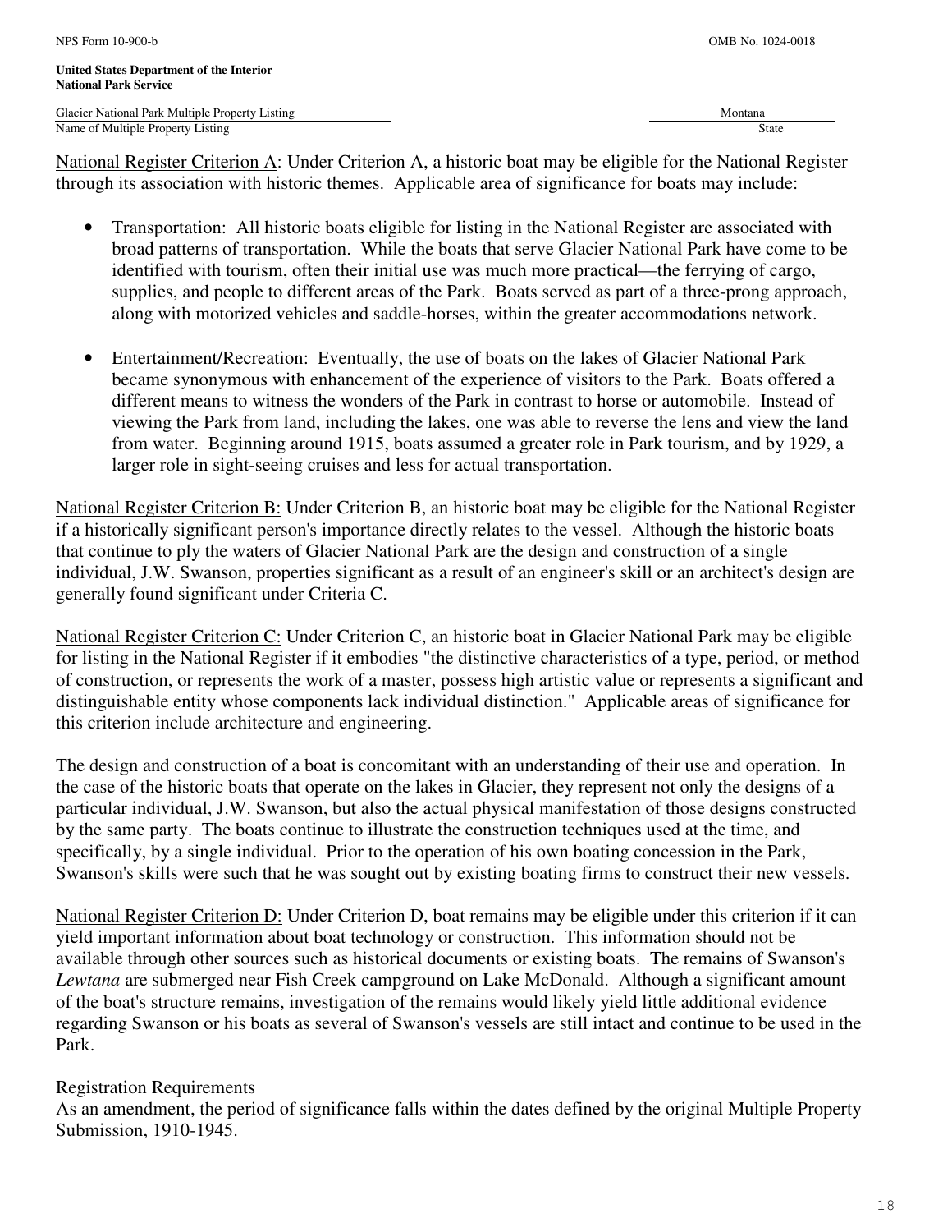National Register Criterion A: Under Criterion A, a historic boat may be eligible for the National Register through its association with historic themes. Applicable area of significance for boats may include:

- Transportation: All historic boats eligible for listing in the National Register are associated with broad patterns of transportation. While the boats that serve Glacier National Park have come to be identified with tourism, often their initial use was much more practical—the ferrying of cargo, supplies, and people to different areas of the Park. Boats served as part of a three-prong approach, along with motorized vehicles and saddle-horses, within the greater accommodations network.

- Entertainment/Recreation: Eventually, the use of boats on the lakes of Glacier National Park became synonymous with enhancement of the experience of visitors to the Park. Boats offered a different means to witness the wonders of the Park in contrast to horse or automobile. Instead of viewing the Park from land, including the lakes, one was able to reverse the lens and view the land from water. Beginning around 1915, boats assumed a greater role in Park tourism, and by 1929, a larger role in sight-seeing cruises and less for actual transportation.

National Register Criterion B: Under Criterion B, an historic boat may be eligible for the National Register if a historically significant person's importance directly relates to the vessel. Although the historic boats that continue to ply the waters of Glacier National Park are the design and construction of a single individual, J.W. Swanson, properties significant as a result of an engineer's skill or an architect's design are generally found significant under Criteria C.

National Register Criterion C: Under Criterion C, an historic boat in Glacier National Park may be eligible for listing in the National Register if it embodies "the distinctive characteristics of a type, period, or method of construction, or represents the work of a master, possess high artistic value or represents a significant and distinguishable entity whose components lack individual distinction." Applicable areas of significance for this criterion include architecture and engineering.

The design and construction of a boat is concomitant with an understanding of their use and operation. In the case of the historic boats that operate on the lakes in Glacier, they represent not only the designs of a particular individual, J.W. Swanson, but also the actual physical manifestation of those designs constructed by the same party. The boats continue to illustrate the construction techniques used at the time, and specifically, by a single individual. Prior to the operation of his own boating concession in the Park, Swanson's skills were such that he was sought out by existing boating firms to construct their new vessels.

National Register Criterion D: Under Criterion D, boat remains may be eligible under this criterion if it can yield important information about boat technology or construction. This information should not be available through other sources such as historical documents or existing boats. The remains of Swanson's *Lewtana* are submerged near Fish Creek campground on Lake McDonald. Although a significant amount of the boat's structure remains, investigation of the remains would likely yield little additional evidence regarding Swanson or his boats as several of Swanson's vessels are still intact and continue to be used in the Park.

Registration Requirements

As an amendment, the period of significance falls within the dates defined by the original Multiple Property Submission, 1910-1945.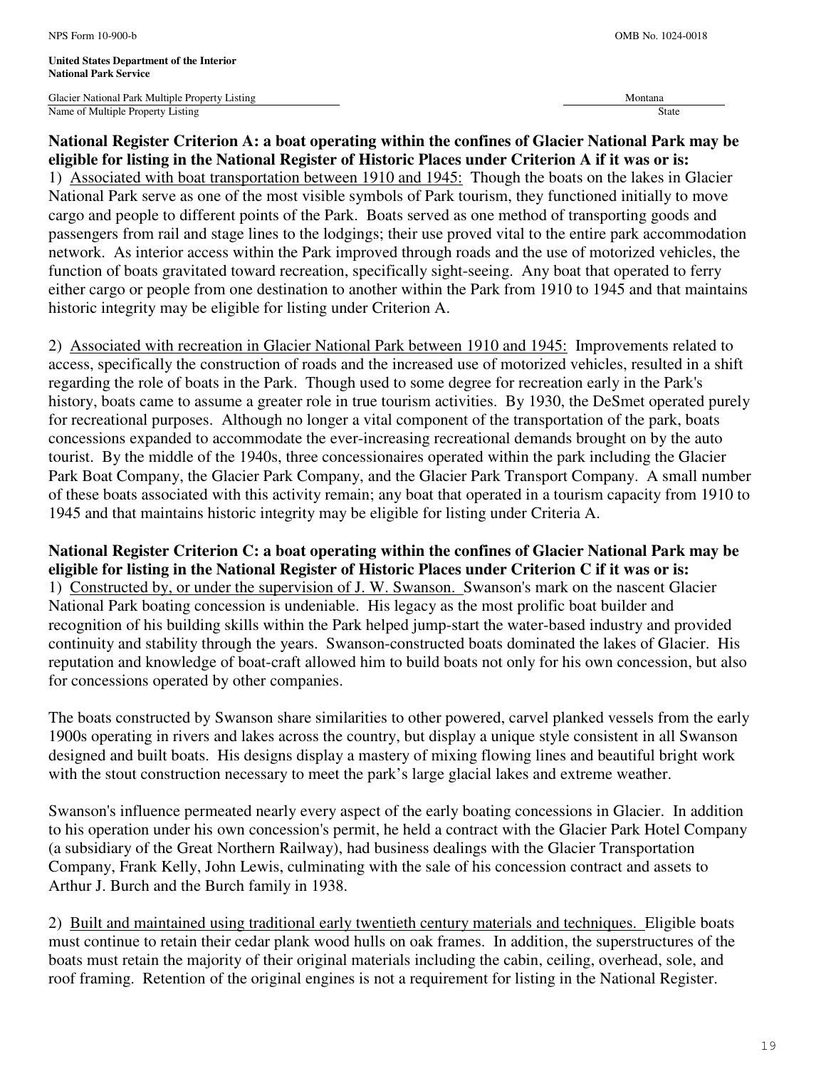**National Register Criterion A: a boat operating within the confines of Glacier National Park may be eligible for listing in the National Register of Historic Places under Criterion A if it was or is:**

1) Associated with boat transportation between 1910 and 1945: Though the boats on the lakes in Glacier National Park serve as one of the most visible symbols of Park tourism, they functioned initially to move cargo and people to different points of the Park. Boats served as one method of transporting goods and passengers from rail and stage lines to the lodgings; their use proved vital to the entire park accommodation network. As interior access within the Park improved through roads and the use of motorized vehicles, the function of boats gravitated toward recreation, specifically sight-seeing. Any boat that operated to ferry either cargo or people from one destination to another within the Park from 1910 to 1945 and that maintains historic integrity may be eligible for listing under Criterion A.

2) Associated with recreation in Glacier National Park between 1910 and 1945: Improvements related to access, specifically the construction of roads and the increased use of motorized vehicles, resulted in a shift regarding the role of boats in the Park. Though used to some degree for recreation early in the Park's history, boats came to assume a greater role in true tourism activities. By 1930, the DeSmet operated purely for recreational purposes. Although no longer a vital component of the transportation of the park, boats concessions expanded to accommodate the ever-increasing recreational demands brought on by the auto tourist. By the middle of the 1940s, three concessionaires operated within the park including the Glacier Park Boat Company, the Glacier Park Company, and the Glacier Park Transport Company. A small number of these boats associated with this activity remain; any boat that operated in a tourism capacity from 1910 to 1945 and that maintains historic integrity may be eligible for listing under Criteria A.

**National Register Criterion C: a boat operating within the confines of Glacier National Park may be eligible for listing in the National Register of Historic Places under Criterion C if it was or is:**

1) Constructed by, or under the supervision of J. W. Swanson. Swanson's mark on the nascent Glacier National Park boating concession is undeniable. His legacy as the most prolific boat builder and recognition of his building skills within the Park helped jump-start the water-based industry and provided continuity and stability through the years. Swanson-constructed boats dominated the lakes of Glacier. His reputation and knowledge of boat-craft allowed him to build boats not only for his own concession, but also for concessions operated by other companies.

The boats constructed by Swanson share similarities to other powered, carvel planked vessels from the early 1900s operating in rivers and lakes across the country, but display a unique style consistent in all Swanson designed and built boats. His designs display a mastery of mixing flowing lines and beautiful bright work with the stout construction necessary to meet the park's large glacial lakes and extreme weather.

Swanson's influence permeated nearly every aspect of the early boating concessions in Glacier. In addition to his operation under his own concession's permit, he held a contract with the Glacier Park Hotel Company (a subsidiary of the Great Northern Railway), had business dealings with the Glacier Transportation Company, Frank Kelly, John Lewis, culminating with the sale of his concession contract and assets to Arthur J. Burch and the Burch family in 1938.

2) Built and maintained using traditional early twentieth century materials and techniques. Eligible boats must continue to retain their cedar plank wood hulls on oak frames. In addition, the superstructures of the boats must retain the majority of their original materials including the cabin, ceiling, overhead, sole, and roof framing. Retention of the original engines is not a requirement for listing in the National Register.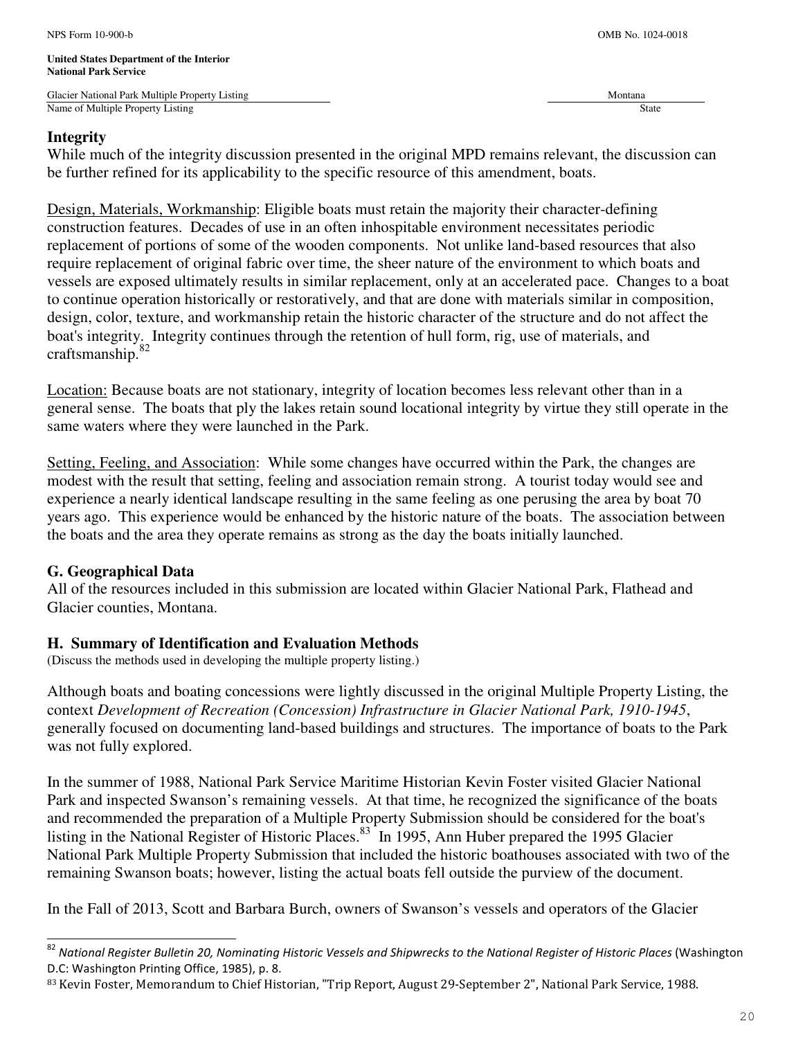## Integrity

While much of the integrity discussion presented in the original MPD remains relevant, the discussion can be further refined for its applicability to the specific resource of this amendment, boats.

Design, Materials, Workmanship: Eligible boats must retain the majority their character-defining construction features. Decades of use in an often inhospitable environment necessitates periodic replacement of portions of some of the wooden components. Not unlike land-based resources that also require replacement of original fabric over time, the sheer nature of the environment to which boats and vessels are exposed ultimately results in similar replacement, only at an accelerated pace. Changes to a boat to continue operation historically or restoratively, and that are done with materials similar in composition, design, color, texture, and workmanship retain the historic character of the structure and do not affect the boat's integrity. Integrity continues through the retention of hull form, rig, use of materials, and craftsmanship.[82]

Location: Because boats are not stationary, integrity of location becomes less relevant other than in a general sense. The boats that ply the lakes retain sound locational integrity by virtue they still operate in the same waters where they were launched in the Park.

Setting, Feeling, and Association: While some changes have occurred within the Park, the changes are modest with the result that setting, feeling and association remain strong. A tourist today would see and experience a nearly identical landscape resulting in the same feeling as one perusing the area by boat 70 years ago. This experience would be enhanced by the historic nature of the boats. The association between the boats and the area they operate remains as strong as the day the boats initially launched.

## G. Geographical Data

All of the resources included in this submission are located within Glacier National Park, Flathead and Glacier counties, Montana.

## H. Summary of Identification and Evaluation Methods

(Discuss the methods used in developing the multiple property listing.)

Although boats and boating concessions were lightly discussed in the original Multiple Property Listing, the context *Development of Recreation (Concession) Infrastructure in Glacier National Park, 1910-1945*, generally focused on documenting land-based buildings and structures. The importance of boats to the Park was not fully explored.

In the summer of 1988, National Park Service Maritime Historian Kevin Foster visited Glacier National Park and inspected Swanson's remaining vessels. At that time, he recognized the significance of the boats and recommended the preparation of a Multiple Property Submission should be considered for the boat's listing in the National Register of Historic Places.[83] In 1995, Ann Huber prepared the 1995 Glacier National Park Multiple Property Submission that included the historic boathouses associated with two of the remaining Swanson boats; however, listing the actual boats fell outside the purview of the document.

In the Fall of 2013, Scott and Barbara Burch, owners of Swanson's vessels and operators of the Glacier

---

[82] *National Register Bulletin 20, Nominating Historic Vessels and Shipwrecks to the National Register of Historic Places* (Washington D.C: Washington Printing Office, 1985), p. 8.

[83] Kevin Foster, Memorandum to Chief Historian, "Trip Report, August 29-September 2", National Park Service, 1988.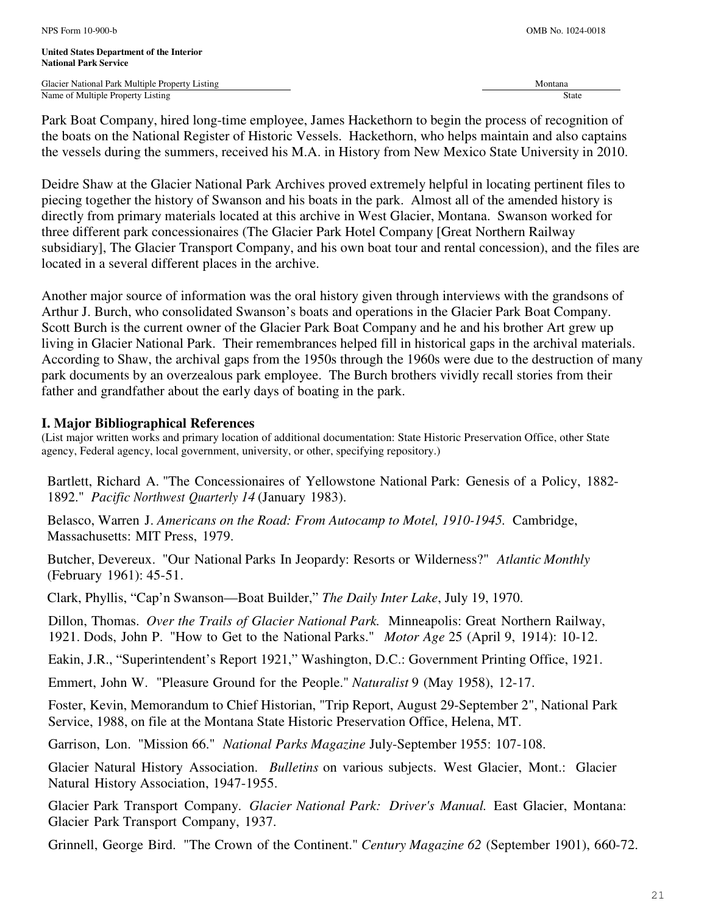Park Boat Company, hired long-time employee, James Hackethorn to begin the process of recognition of the boats on the National Register of Historic Vessels. Hackethorn, who helps maintain and also captains the vessels during the summers, received his M.A. in History from New Mexico State University in 2010.

Deidre Shaw at the Glacier National Park Archives proved extremely helpful in locating pertinent files to piecing together the history of Swanson and his boats in the park. Almost all of the amended history is directly from primary materials located at this archive in West Glacier, Montana. Swanson worked for three different park concessionaires (The Glacier Park Hotel Company [Great Northern Railway subsidiary], The Glacier Transport Company, and his own boat tour and rental concession), and the files are located in a several different places in the archive.

Another major source of information was the oral history given through interviews with the grandsons of Arthur J. Burch, who consolidated Swanson's boats and operations in the Glacier Park Boat Company. Scott Burch is the current owner of the Glacier Park Boat Company and he and his brother Art grew up living in Glacier National Park. Their remembrances helped fill in historical gaps in the archival materials. According to Shaw, the archival gaps from the 1950s through the 1960s were due to the destruction of many park documents by an overzealous park employee. The Burch brothers vividly recall stories from their father and grandfather about the early days of boating in the park.

## I. Major Bibliographical References

(List major written works and primary location of additional documentation: State Historic Preservation Office, other State agency, Federal agency, local government, university, or other, specifying repository.)

Bartlett, Richard A. "The Concessionaires of Yellowstone National Park: Genesis of a Policy, 1882-1892." *Pacific Northwest Quarterly 14* (January 1983).

Belasco, Warren J. *Americans on the Road: From Autocamp to Motel, 1910-1945.* Cambridge, Massachusetts: MIT Press, 1979.

Butcher, Devereux. "Our National Parks In Jeopardy: Resorts or Wilderness?" *Atlantic Monthly* (February 1961): 45-51.

Clark, Phyllis, "Cap'n Swanson—Boat Builder," *The Daily Inter Lake*, July 19, 1970.

Dillon, Thomas. *Over the Trails of Glacier National Park.* Minneapolis: Great Northern Railway, 1921. Dods, John P. "How to Get to the National Parks." *Motor Age* 25 (April 9, 1914): 10-12.

Eakin, J.R., "Superintendent's Report 1921," Washington, D.C.: Government Printing Office, 1921.

Emmert, John W. "Pleasure Ground for the People." *Naturalist* 9 (May 1958), 12-17.

Foster, Kevin, Memorandum to Chief Historian, "Trip Report, August 29-September 2", National Park Service, 1988, on file at the Montana State Historic Preservation Office, Helena, MT.

Garrison, Lon. "Mission 66." *National Parks Magazine* July-September 1955: 107-108.

Glacier Natural History Association. *Bulletins* on various subjects. West Glacier, Mont.: Glacier Natural History Association, 1947-1955.

Glacier Park Transport Company. *Glacier National Park: Driver's Manual.* East Glacier, Montana: Glacier Park Transport Company, 1937.

Grinnell, George Bird. "The Crown of the Continent." *Century Magazine 62* (September 1901), 660-72.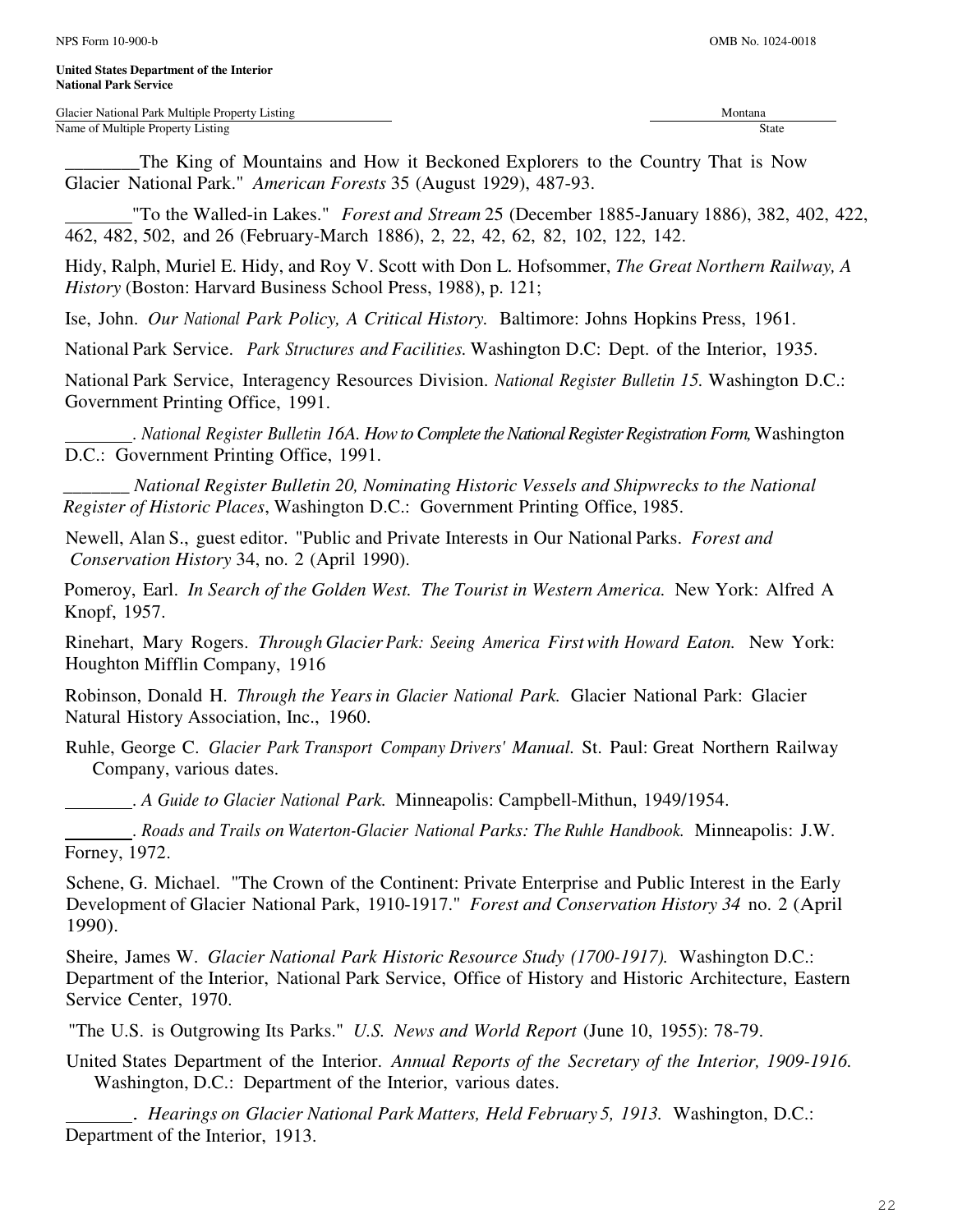________The King of Mountains and How it Beckoned Explorers to the Country That is Now Glacier National Park." *American Forests* 35 (August 1929), 487-93.

_______"To the Walled-in Lakes." *Forest and Stream* 25 (December 1885-January 1886), 382, 402, 422, 462, 482, 502, and 26 (February-March 1886), 2, 22, 42, 62, 82, 102, 122, 142.

Hidy, Ralph, Muriel E. Hidy, and Roy V. Scott with Don L. Hofsommer, *The Great Northern Railway, A History* (Boston: Harvard Business School Press, 1988), p. 121;

Ise, John. *Our National Park Policy, A Critical History.* Baltimore: Johns Hopkins Press, 1961.

National Park Service. *Park Structures and Facilities.* Washington D.C: Dept. of the Interior, 1935.

National Park Service, Interagency Resources Division. *National Register Bulletin 15.* Washington D.C.: Government Printing Office, 1991.

_______. *National Register Bulletin 16A. How to Complete the National Register Registration Form,* Washington D.C.: Government Printing Office, 1991.

_______ *National Register Bulletin 20, Nominating Historic Vessels and Shipwrecks to the National Register of Historic Places*, Washington D.C.: Government Printing Office, 1985.

Newell, Alan S., guest editor. "Public and Private Interests in Our National Parks. *Forest and Conservation History* 34, no. 2 (April 1990).

Pomeroy, Earl. *In Search of the Golden West. The Tourist in Western America.* New York: Alfred A Knopf, 1957.

Rinehart, Mary Rogers. *Through Glacier Park: Seeing America First with Howard Eaton.* New York: Houghton Mifflin Company, 1916

Robinson, Donald H. *Through the Years in Glacier National Park.* Glacier National Park: Glacier Natural History Association, Inc., 1960.

Ruhle, George C. *Glacier Park Transport Company Drivers' Manual.* St. Paul: Great Northern Railway Company, various dates.

_______. *A Guide to Glacier National Park.* Minneapolis: Campbell-Mithun, 1949/1954.

_______. *Roads and Trails on Waterton-Glacier National Parks: The Ruhle Handbook.* Minneapolis: J.W. Forney, 1972.

Schene, G. Michael. "The Crown of the Continent: Private Enterprise and Public Interest in the Early Development of Glacier National Park, 1910-1917." *Forest and Conservation History 34* no. 2 (April 1990).

Sheire, James W. *Glacier National Park Historic Resource Study (1700-1917).* Washington D.C.: Department of the Interior, National Park Service, Office of History and Historic Architecture, Eastern Service Center, 1970.

"The U.S. is Outgrowing Its Parks." *U.S. News and World Report* (June 10, 1955): 78-79.

United States Department of the Interior. *Annual Reports of the Secretary of the Interior, 1909-1916.* Washington, D.C.: Department of the Interior, various dates.

_______. *Hearings on Glacier National Park Matters, Held February 5, 1913.* Washington, D.C.: Department of the Interior, 1913.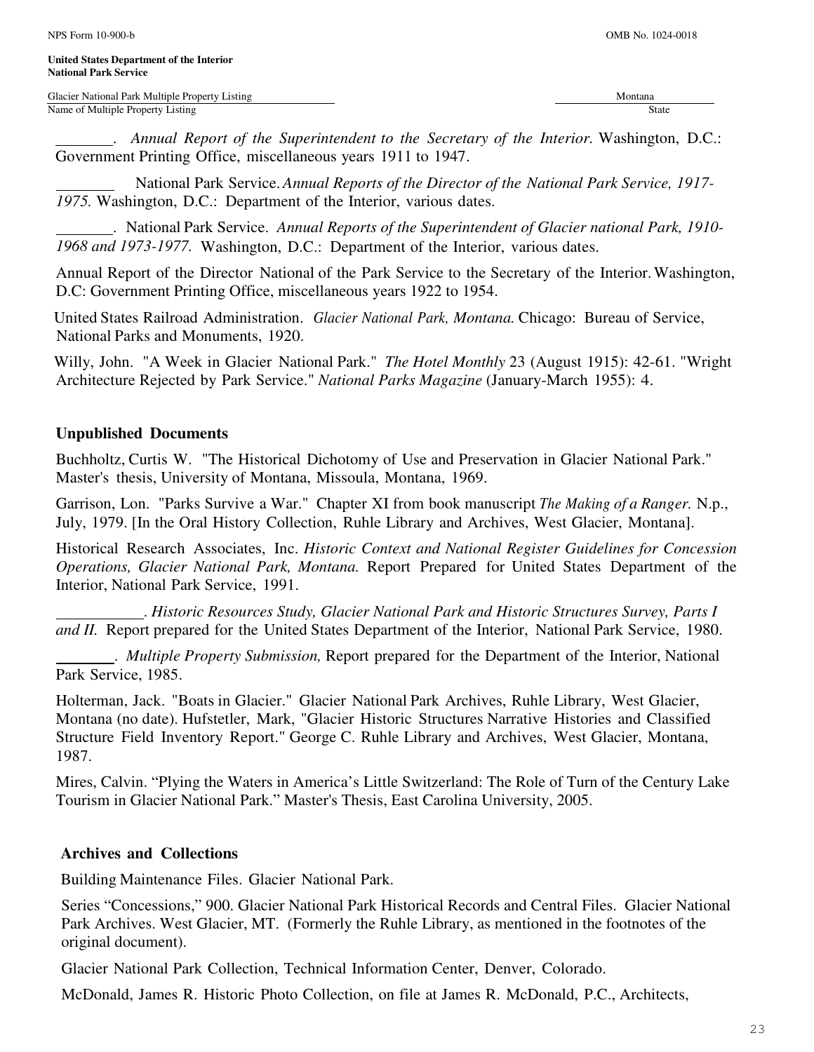_______. *Annual Report of the Superintendent to the Secretary of the Interior.* Washington, D.C.: Government Printing Office, miscellaneous years 1911 to 1947.

_______ National Park Service. *Annual Reports of the Director of the National Park Service, 1917-1975.* Washington, D.C.: Department of the Interior, various dates.

_______. National Park Service. *Annual Reports of the Superintendent of Glacier national Park, 1910-1968 and 1973-1977.* Washington, D.C.: Department of the Interior, various dates.

Annual Report of the Director National of the Park Service to the Secretary of the Interior. Washington, D.C: Government Printing Office, miscellaneous years 1922 to 1954.

United States Railroad Administration. *Glacier National Park, Montana.* Chicago: Bureau of Service, National Parks and Monuments, 1920.

Willy, John. "A Week in Glacier National Park." *The Hotel Monthly* 23 (August 1915): 42-61. "Wright Architecture Rejected by Park Service." *National Parks Magazine* (January-March 1955): 4.

### Unpublished Documents

Buchholtz, Curtis W. "The Historical Dichotomy of Use and Preservation in Glacier National Park." Master's thesis, University of Montana, Missoula, Montana, 1969.

Garrison, Lon. "Parks Survive a War." Chapter XI from book manuscript *The Making of a Ranger.* N.p., July, 1979. [In the Oral History Collection, Ruhle Library and Archives, West Glacier, Montana].

Historical Research Associates, Inc. *Historic Context and National Register Guidelines for Concession Operations, Glacier National Park, Montana.* Report Prepared for United States Department of the Interior, National Park Service, 1991.

__________. *Historic Resources Study, Glacier National Park and Historic Structures Survey, Parts I and II.* Report prepared for the United States Department of the Interior, National Park Service, 1980.

_______. *Multiple Property Submission,* Report prepared for the Department of the Interior, National Park Service, 1985.

Holterman, Jack. "Boats in Glacier." Glacier National Park Archives, Ruhle Library, West Glacier, Montana (no date). Hufstetler, Mark, "Glacier Historic Structures Narrative Histories and Classified Structure Field Inventory Report." George C. Ruhle Library and Archives, West Glacier, Montana, 1987.

Mires, Calvin. "Plying the Waters in America's Little Switzerland: The Role of Turn of the Century Lake Tourism in Glacier National Park." Master's Thesis, East Carolina University, 2005.

### Archives and Collections

Building Maintenance Files. Glacier National Park.

Series "Concessions," 900. Glacier National Park Historical Records and Central Files. Glacier National Park Archives. West Glacier, MT. (Formerly the Ruhle Library, as mentioned in the footnotes of the original document).

Glacier National Park Collection, Technical Information Center, Denver, Colorado.

McDonald, James R. Historic Photo Collection, on file at James R. McDonald, P.C., Architects,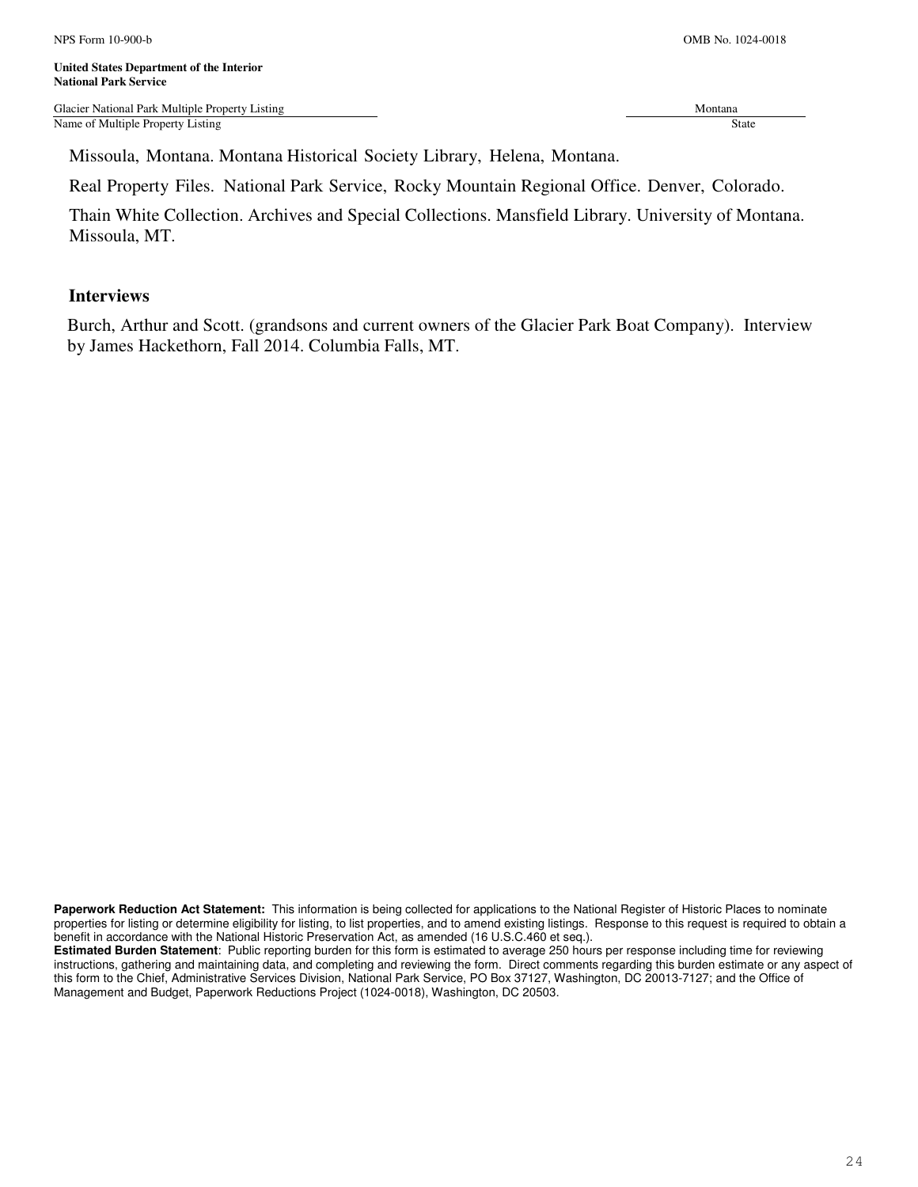Missoula, Montana. Montana Historical Society Library, Helena, Montana.

Real Property Files. National Park Service, Rocky Mountain Regional Office. Denver, Colorado.

Thain White Collection. Archives and Special Collections. Mansfield Library. University of Montana. Missoula, MT.

## Interviews

Burch, Arthur and Scott. (grandsons and current owners of the Glacier Park Boat Company). Interview by James Hackethorn, Fall 2014. Columbia Falls, MT.

**Paperwork Reduction Act Statement:** This information is being collected for applications to the National Register of Historic Places to nominate properties for listing or determine eligibility for listing, to list properties, and to amend existing listings. Response to this request is required to obtain a benefit in accordance with the National Historic Preservation Act, as amended (16 U.S.C.460 et seq.).

**Estimated Burden Statement**: Public reporting burden for this form is estimated to average 250 hours per response including time for reviewing instructions, gathering and maintaining data, and completing and reviewing the form. Direct comments regarding this burden estimate or any aspect of this form to the Chief, Administrative Services Division, National Park Service, PO Box 37127, Washington, DC 20013-7127; and the Office of Management and Budget, Paperwork Reductions Project (1024-0018), Washington, DC 20503.